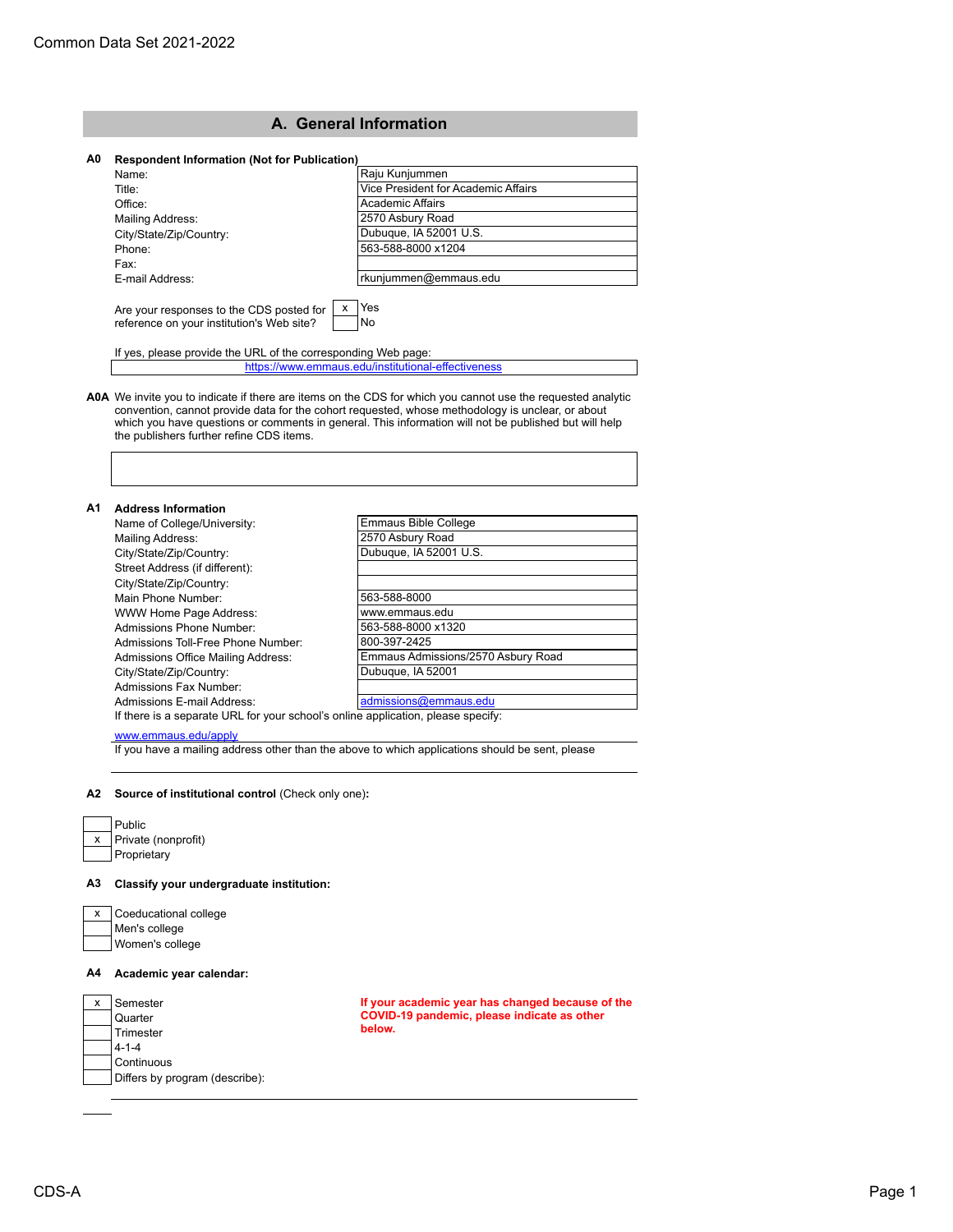Common Data Set 2021-2022

## A. General Information

**A0 Respondent Information (Not for Publication)**

| | |
|---|---|
| Name: | Raju Kunjummen |
| Title: | Vice President for Academic Affairs |
| Office: | Academic Affairs |
| Mailing Address: | 2570 Asbury Road |
| City/State/Zip/Country: | Dubuque, IA 52001 U.S. |
| Phone: | 563-588-8000 x1204 |
| Fax: | |
| E-mail Address: | rkunjummen@emmaus.edu |

Are your responses to the CDS posted for reference on your institution's Web site?

| | |
|---|---|
| x | Yes |
| | No |

If yes, please provide the URL of the corresponding Web page:

https://www.emmaus.edu/institutional-effectiveness

**A0A** We invite you to indicate if there are items on the CDS for which you cannot use the requested analytic convention, cannot provide data for the cohort requested, whose methodology is unclear, or about which you have questions or comments in general. This information will not be published but will help the publishers further refine CDS items.

**A1 Address Information**

| | |
|---|---|
| Name of College/University: | Emmaus Bible College |
| Mailing Address: | 2570 Asbury Road |
| City/State/Zip/Country: | Dubuque, IA 52001 U.S. |
| Street Address (if different): | |
| City/State/Zip/Country: | |
| Main Phone Number: | 563-588-8000 |
| WWW Home Page Address: | www.emmaus.edu |
| Admissions Phone Number: | 563-588-8000 x1320 |
| Admissions Toll-Free Phone Number: | 800-397-2425 |
| Admissions Office Mailing Address: | Emmaus Admissions/2570 Asbury Road |
| City/State/Zip/Country: | Dubuque, IA 52001 |
| Admissions Fax Number: | |
| Admissions E-mail Address: | admissions@emmaus.edu |

If there is a separate URL for your school's online application, please specify:

www.emmaus.edu/apply

If you have a mailing address other than the above to which applications should be sent, please

**A2 Source of institutional control** (Check only one)**:**

| | |
|---|---|
| | Public |
| x | Private (nonprofit) |
| | Proprietary |

**A3 Classify your undergraduate institution:**

| | |
|---|---|
| x | Coeducational college |
| | Men's college |
| | Women's college |

**A4 Academic year calendar:**

**If your academic year has changed because of the COVID-19 pandemic, please indicate as other below.**

| | |
|---|---|
| x | Semester |
| | Quarter |
| | Trimester |
| | 4-1-4 |
| | Continuous |
| | Differs by program (describe): |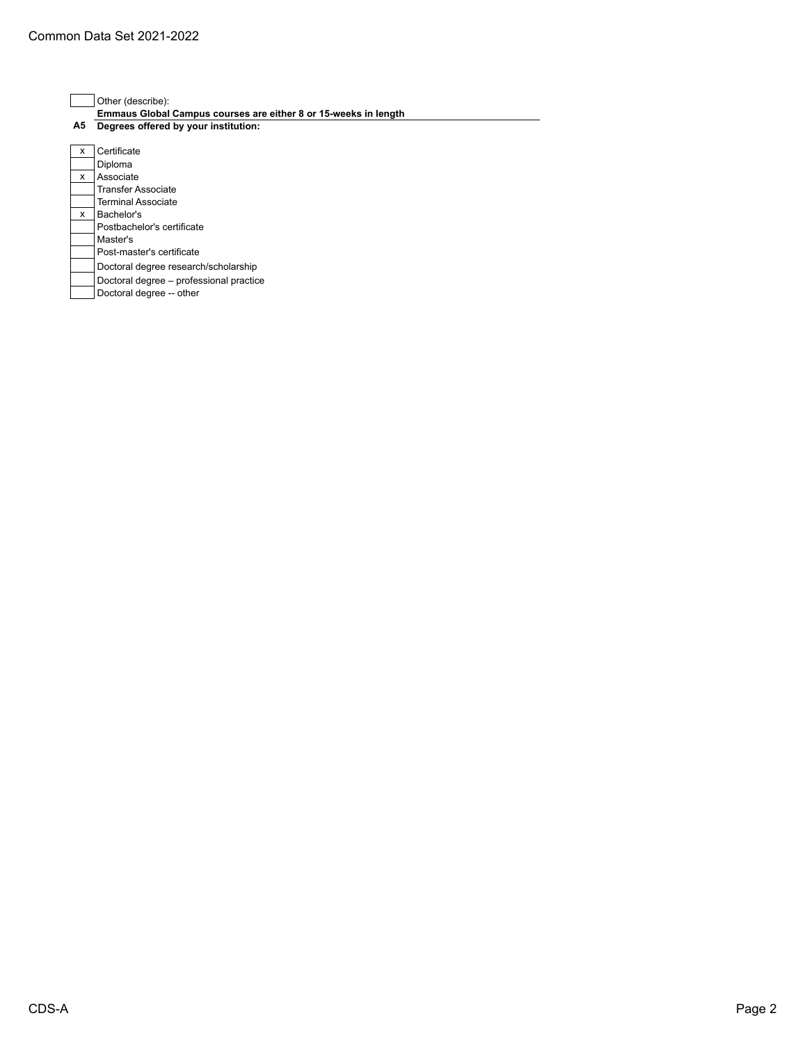| | |
|---|---|
| | Other (describe): |

**Emmaus Global Campus courses are either 8 or 15-weeks in length**

**A5 Degrees offered by your institution:**

| | |
|---|---|
| x | Certificate |
| | Diploma |
| x | Associate |
| | Transfer Associate |
| | Terminal Associate |
| x | Bachelor's |
| | Postbachelor's certificate |
| | Master's |
| | Post-master's certificate |
| | Doctoral degree research/scholarship |
| | Doctoral degree – professional practice |
| | Doctoral degree -- other |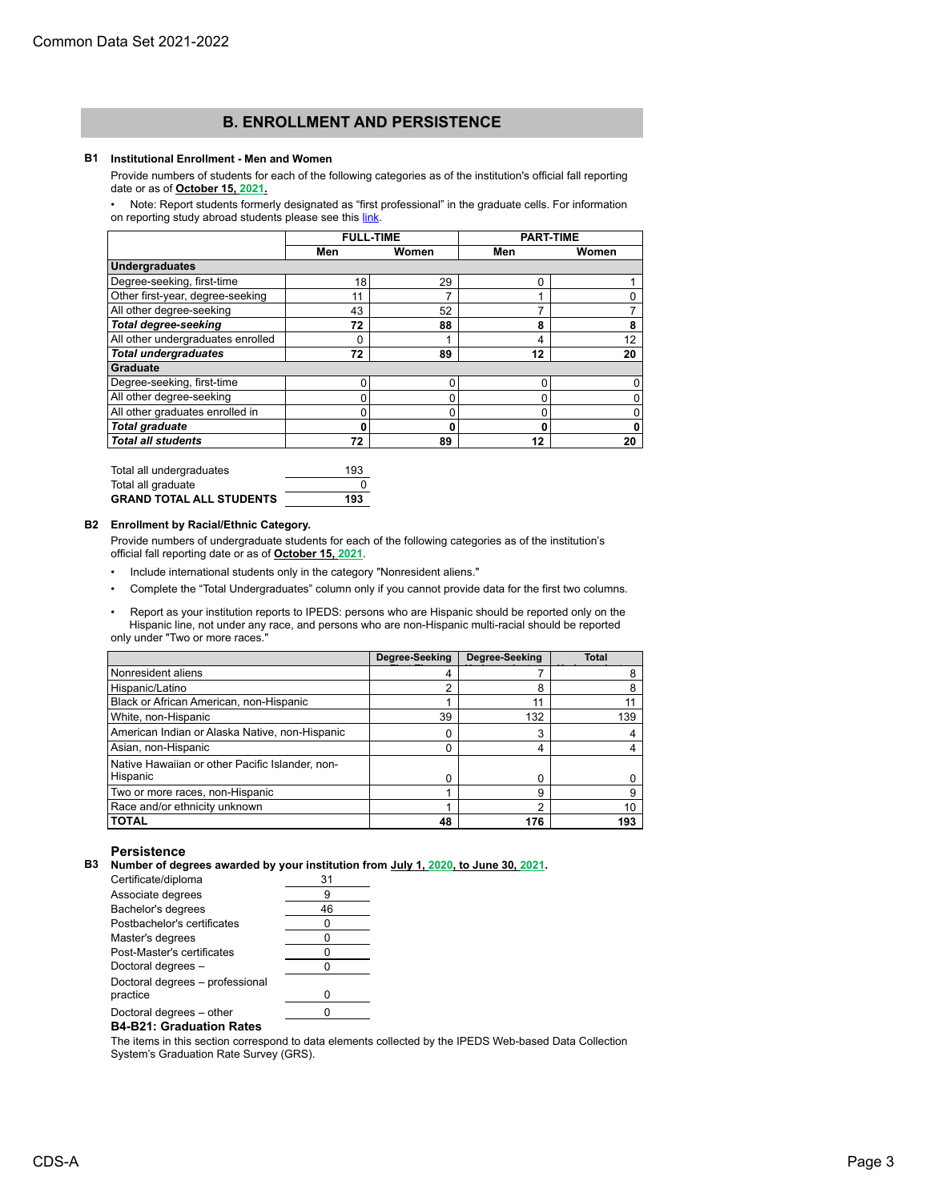Common Data Set 2021-2022

## B. ENROLLMENT AND PERSISTENCE

**B1 Institutional Enrollment - Men and Women**

Provide numbers of students for each of the following categories as of the institution's official fall reporting date or as of **October 15, 2021.**

• Note: Report students formerly designated as "first professional" in the graduate cells. For information on reporting study abroad students please see this link.

| | FULL-TIME | | PART-TIME | |
|---|---|---|---|---|
| | Men | Women | Men | Women |
| **Undergraduates** | | | | |
| Degree-seeking, first-time | 18 | 29 | 0 | 1 |
| Other first-year, degree-seeking | 11 | 7 | 1 | 0 |
| All other degree-seeking | 43 | 52 | 7 | 7 |
| ***Total degree-seeking*** | **72** | **88** | **8** | **8** |
| All other undergraduates enrolled | 0 | 1 | 4 | 12 |
| ***Total undergraduates*** | **72** | **89** | **12** | **20** |
| **Graduate** | | | | |
| Degree-seeking, first-time | 0 | 0 | 0 | 0 |
| All other degree-seeking | 0 | 0 | 0 | 0 |
| All other graduates enrolled in | 0 | 0 | 0 | 0 |
| ***Total graduate*** | **0** | **0** | **0** | **0** |
| ***Total all students*** | **72** | **89** | **12** | **20** |

| | |
|---|---|
| Total all undergraduates | 193 |
| Total all graduate | 0 |
| **GRAND TOTAL ALL STUDENTS** | **193** |

**B2 Enrollment by Racial/Ethnic Category.**

Provide numbers of undergraduate students for each of the following categories as of the institution's official fall reporting date or as of **October 15, 2021**.

- Include international students only in the category "Nonresident aliens."
- Complete the "Total Undergraduates" column only if you cannot provide data for the first two columns.
- Report as your institution reports to IPEDS: persons who are Hispanic should be reported only on the Hispanic line, not under any race, and persons who are non-Hispanic multi-racial should be reported only under "Two or more races."

| | Degree-Seeking | Degree-Seeking | Total |
|---|---|---|---|
| Nonresident aliens | 4 | 7 | 8 |
| Hispanic/Latino | 2 | 8 | 8 |
| Black or African American, non-Hispanic | 1 | 11 | 11 |
| White, non-Hispanic | 39 | 132 | 139 |
| American Indian or Alaska Native, non-Hispanic | 0 | 3 | 4 |
| Asian, non-Hispanic | 0 | 4 | 4 |
| Native Hawaiian or other Pacific Islander, non-Hispanic | 0 | 0 | 0 |
| Two or more races, non-Hispanic | 1 | 9 | 9 |
| Race and/or ethnicity unknown | 1 | 2 | 10 |
| **TOTAL** | **48** | **176** | **193** |

### Persistence

**B3 Number of degrees awarded by your institution from July 1, 2020, to June 30, 2021.**

| | |
|---|---|
| Certificate/diploma | 31 |
| Associate degrees | 9 |
| Bachelor's degrees | 46 |
| Postbachelor's certificates | 0 |
| Master's degrees | 0 |
| Post-Master's certificates | 0 |
| Doctoral degrees – | 0 |
| Doctoral degrees – professional practice | 0 |
| Doctoral degrees – other | 0 |

**B4-B21: Graduation Rates**

The items in this section correspond to data elements collected by the IPEDS Web-based Data Collection System's Graduation Rate Survey (GRS).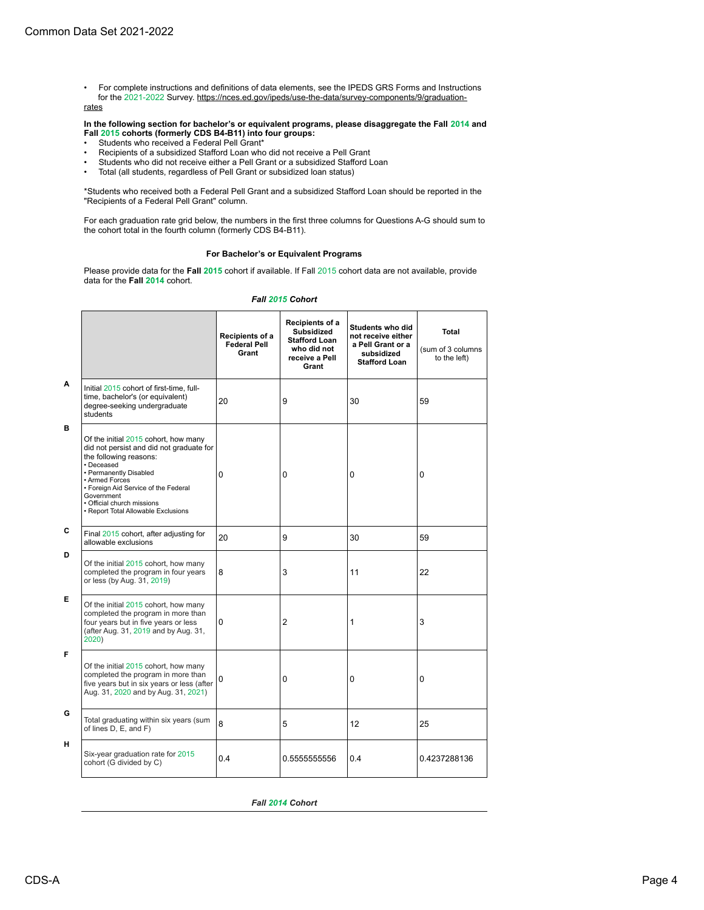- For complete instructions and definitions of data elements, see the IPEDS GRS Forms and Instructions for the 2021-2022 Survey. https://nces.ed.gov/ipeds/use-the-data/survey-components/9/graduation-rates

**In the following section for bachelor's or equivalent programs, please disaggregate the Fall 2014 and Fall 2015 cohorts (formerly CDS B4-B11) into four groups:**

- Students who received a Federal Pell Grant*
- Recipients of a subsidized Stafford Loan who did not receive a Pell Grant
- Students who did not receive either a Pell Grant or a subsidized Stafford Loan
- Total (all students, regardless of Pell Grant or subsidized loan status)

*Students who received both a Federal Pell Grant and a subsidized Stafford Loan should be reported in the "Recipients of a Federal Pell Grant" column.

For each graduation rate grid below, the numbers in the first three columns for Questions A-G should sum to the cohort total in the fourth column (formerly CDS B4-B11).

**For Bachelor's or Equivalent Programs**

Please provide data for the **Fall 2015** cohort if available. If Fall 2015 cohort data are not available, provide data for the **Fall 2014** cohort.

***Fall 2015 Cohort***

| | | Recipients of a Federal Pell Grant | Recipients of a Subsidized Stafford Loan who did not receive a Pell Grant | Students who did not receive either a Pell Grant or a subsidized Stafford Loan | Total (sum of 3 columns to the left) |
|---|---|---|---|---|---|
| A | Initial 2015 cohort of first-time, full-time, bachelor's (or equivalent) degree-seeking undergraduate students | 20 | 9 | 30 | 59 |
| B | Of the initial 2015 cohort, how many did not persist and did not graduate for the following reasons: • Deceased • Permanently Disabled • Armed Forces • Foreign Aid Service of the Federal Government • Official church missions • Report Total Allowable Exclusions | 0 | 0 | 0 | 0 |
| C | Final 2015 cohort, after adjusting for allowable exclusions | 20 | 9 | 30 | 59 |
| D | Of the initial 2015 cohort, how many completed the program in four years or less (by Aug. 31, 2019) | 8 | 3 | 11 | 22 |
| E | Of the initial 2015 cohort, how many completed the program in more than four years but in five years or less (after Aug. 31, 2019 and by Aug. 31, 2020) | 0 | 2 | 1 | 3 |
| F | Of the initial 2015 cohort, how many completed the program in more than five years but in six years or less (after Aug. 31, 2020 and by Aug. 31, 2021) | 0 | 0 | 0 | 0 |
| G | Total graduating within six years (sum of lines D, E, and F) | 8 | 5 | 12 | 25 |
| H | Six-year graduation rate for 2015 cohort (G divided by C) | 0.4 | 0.5555555556 | 0.4 | 0.4237288136 |

***Fall 2014 Cohort***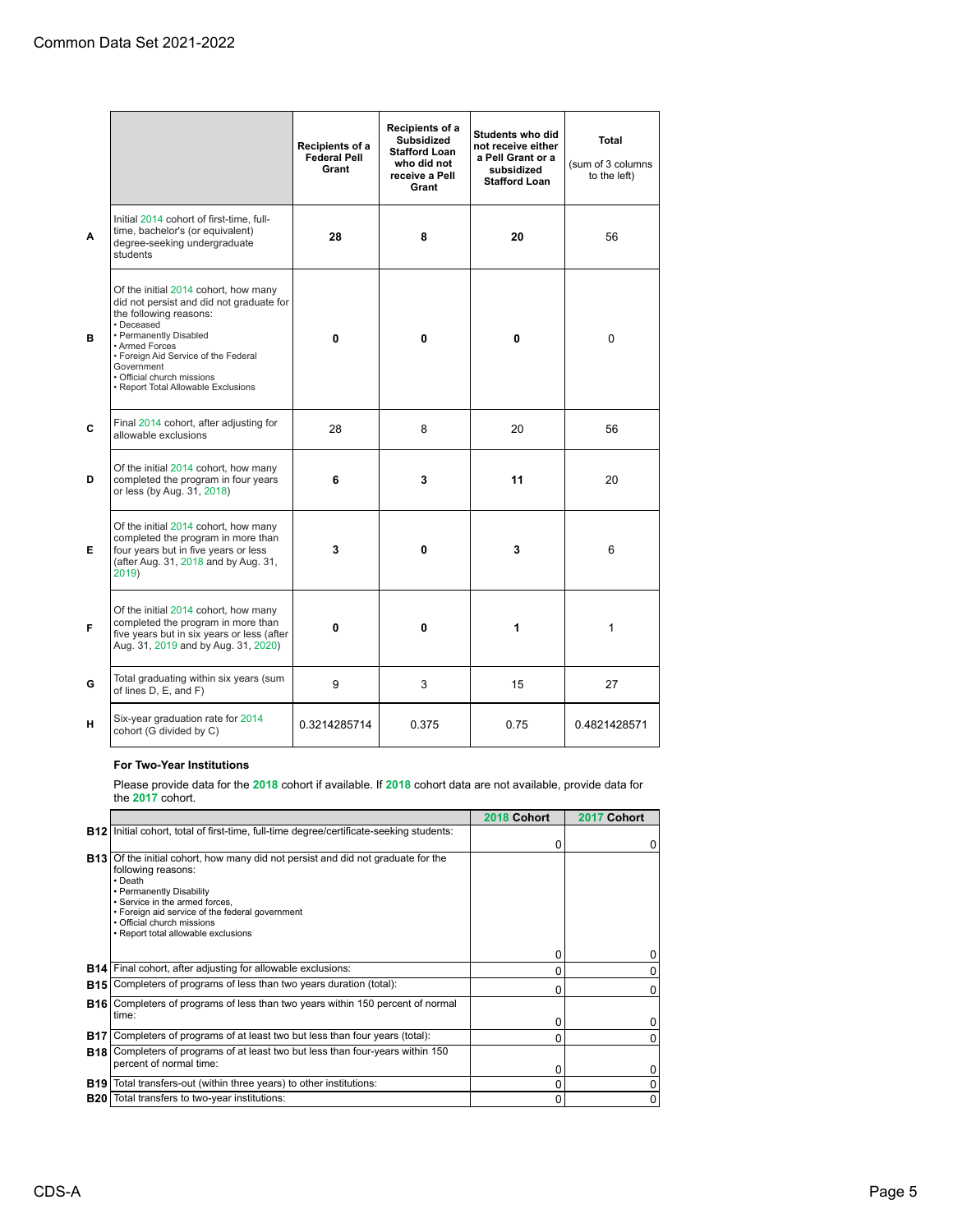| | | Recipients of a Federal Pell Grant | Recipients of a Subsidized Stafford Loan who did not receive a Pell Grant | Students who did not receive either a Pell Grant or a subsidized Stafford Loan | Total (sum of 3 columns to the left) |
|---|---|---|---|---|---|
| A | Initial 2014 cohort of first-time, full-time, bachelor's (or equivalent) degree-seeking undergraduate students | **28** | **8** | **20** | 56 |
| B | Of the initial 2014 cohort, how many did not persist and did not graduate for the following reasons: • Deceased • Permanently Disabled • Armed Forces • Foreign Aid Service of the Federal Government • Official church missions • Report Total Allowable Exclusions | **0** | **0** | **0** | 0 |
| C | Final 2014 cohort, after adjusting for allowable exclusions | 28 | 8 | 20 | 56 |
| D | Of the initial 2014 cohort, how many completed the program in four years or less (by Aug. 31, 2018) | **6** | **3** | **11** | 20 |
| E | Of the initial 2014 cohort, how many completed the program in more than four years but in five years or less (after Aug. 31, 2018 and by Aug. 31, 2019) | **3** | **0** | **3** | 6 |
| F | Of the initial 2014 cohort, how many completed the program in more than five years but in six years or less (after Aug. 31, 2019 and by Aug. 31, 2020) | **0** | **0** | **1** | 1 |
| G | Total graduating within six years (sum of lines D, E, and F) | 9 | 3 | 15 | 27 |
| H | Six-year graduation rate for 2014 cohort (G divided by C) | 0.3214285714 | 0.375 | 0.75 | 0.4821428571 |

### For Two-Year Institutions

Please provide data for the **2018** cohort if available. If **2018** cohort data are not available, provide data for the **2017** cohort.

| | | 2018 Cohort | 2017 Cohort |
|---|---|---|---|
| **B12** | Initial cohort, total of first-time, full-time degree/certificate-seeking students: | 0 | 0 |
| **B13** | Of the initial cohort, how many did not persist and did not graduate for the following reasons: • Death • Permanently Disability • Service in the armed forces, • Foreign aid service of the federal government • Official church missions • Report total allowable exclusions | 0 | 0 |
| **B14** | Final cohort, after adjusting for allowable exclusions: | 0 | 0 |
| **B15** | Completers of programs of less than two years duration (total): | 0 | 0 |
| **B16** | Completers of programs of less than two years within 150 percent of normal time: | 0 | 0 |
| **B17** | Completers of programs of at least two but less than four years (total): | 0 | 0 |
| **B18** | Completers of programs of at least two but less than four-years within 150 percent of normal time: | 0 | 0 |
| **B19** | Total transfers-out (within three years) to other institutions: | 0 | 0 |
| **B20** | Total transfers to two-year institutions: | 0 | 0 |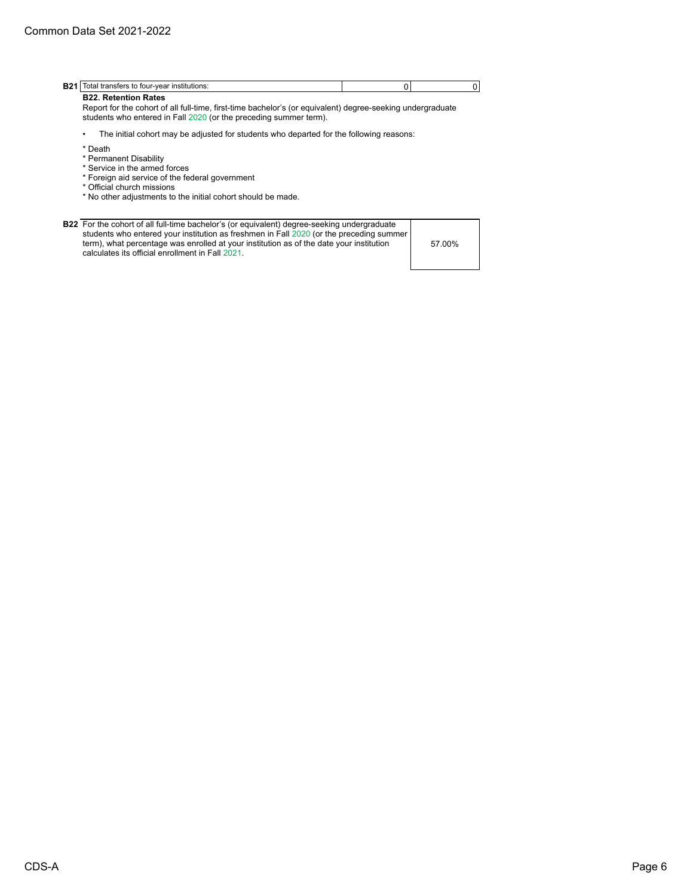| | | | |
|---|---|---|---|
| B21 | Total transfers to four-year institutions: | 0 | 0 |

**B22. Retention Rates**

Report for the cohort of all full-time, first-time bachelor's (or equivalent) degree-seeking undergraduate students who entered in Fall 2020 (or the preceding summer term).

- The initial cohort may be adjusted for students who departed for the following reasons:

* Death
* Permanent Disability
* Service in the armed forces
* Foreign aid service of the federal government
* Official church missions
* No other adjustments to the initial cohort should be made.

| | | |
|---|---|---|
| B22 | For the cohort of all full-time bachelor's (or equivalent) degree-seeking undergraduate students who entered your institution as freshmen in Fall 2020 (or the preceding summer term), what percentage was enrolled at your institution as of the date your institution calculates its official enrollment in Fall 2021. | 57.00% |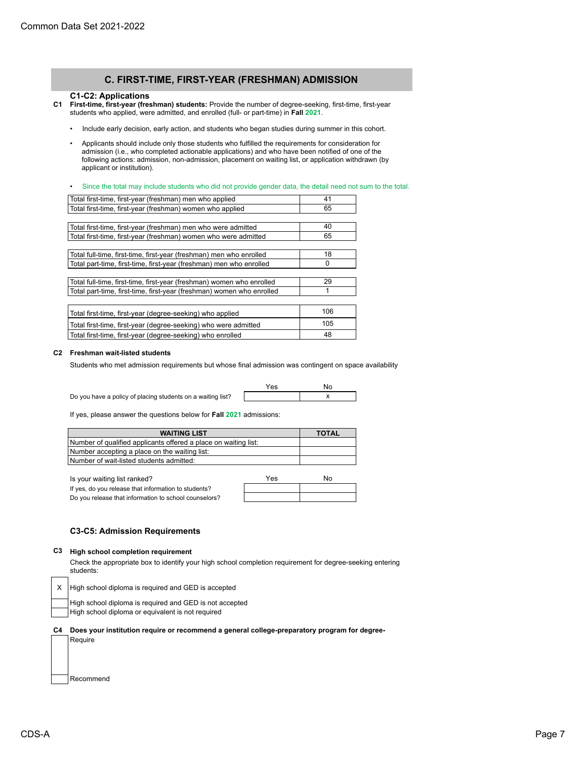## C. FIRST-TIME, FIRST-YEAR (FRESHMAN) ADMISSION

### C1-C2: Applications

**C1** **First-time, first-year (freshman) students:** Provide the number of degree-seeking, first-time, first-year students who applied, were admitted, and enrolled (full- or part-time) in **Fall 2021**.

- Include early decision, early action, and students who began studies during summer in this cohort.
- Applicants should include only those students who fulfilled the requirements for consideration for admission (i.e., who completed actionable applications) and who have been notified of one of the following actions: admission, non-admission, placement on waiting list, or application withdrawn (by applicant or institution).
- Since the total may include students who did not provide gender data, the detail need not sum to the total.

| | |
|---|---|
| Total first-time, first-year (freshman) men who applied | 41 |
| Total first-time, first-year (freshman) women who applied | 65 |
| Total first-time, first-year (freshman) men who were admitted | 40 |
| Total first-time, first-year (freshman) women who were admitted | 65 |
| Total full-time, first-time, first-year (freshman) men who enrolled | 18 |
| Total part-time, first-time, first-year (freshman) men who enrolled | 0 |
| Total full-time, first-time, first-year (freshman) women who enrolled | 29 |
| Total part-time, first-time, first-year (freshman) women who enrolled | 1 |
| Total first-time, first-year (degree-seeking) who applied | 106 |
| Total first-time, first-year (degree-seeking) who were admitted | 105 |
| Total first-time, first-year (degree-seeking) who enrolled | 48 |

**C2** **Freshman wait-listed students**

Students who met admission requirements but whose final admission was contingent on space availability

| | Yes | No |
|---|---|---|
| Do you have a policy of placing students on a waiting list? | | x |

If yes, please answer the questions below for **Fall 2021** admissions:

| WAITING LIST | TOTAL |
|---|---|
| Number of qualified applicants offered a place on waiting list: | |
| Number accepting a place on the waiting list: | |
| Number of wait-listed students admitted: | |

| Is your waiting list ranked? | Yes | No |
|---|---|---|
| If yes, do you release that information to students? | | |
| Do you release that information to school counselors? | | |

### C3-C5: Admission Requirements

**C3** **High school completion requirement**

Check the appropriate box to identify your high school completion requirement for degree-seeking entering students:

| | |
|---|---|
| X | High school diploma is required and GED is accepted |
| | High school diploma is required and GED is not accepted |
| | High school diploma or equivalent is not required |

**C4** **Does your institution require or recommend a general college-preparatory program for degree-**

| | |
|---|---|
| | Require |
| | Recommend |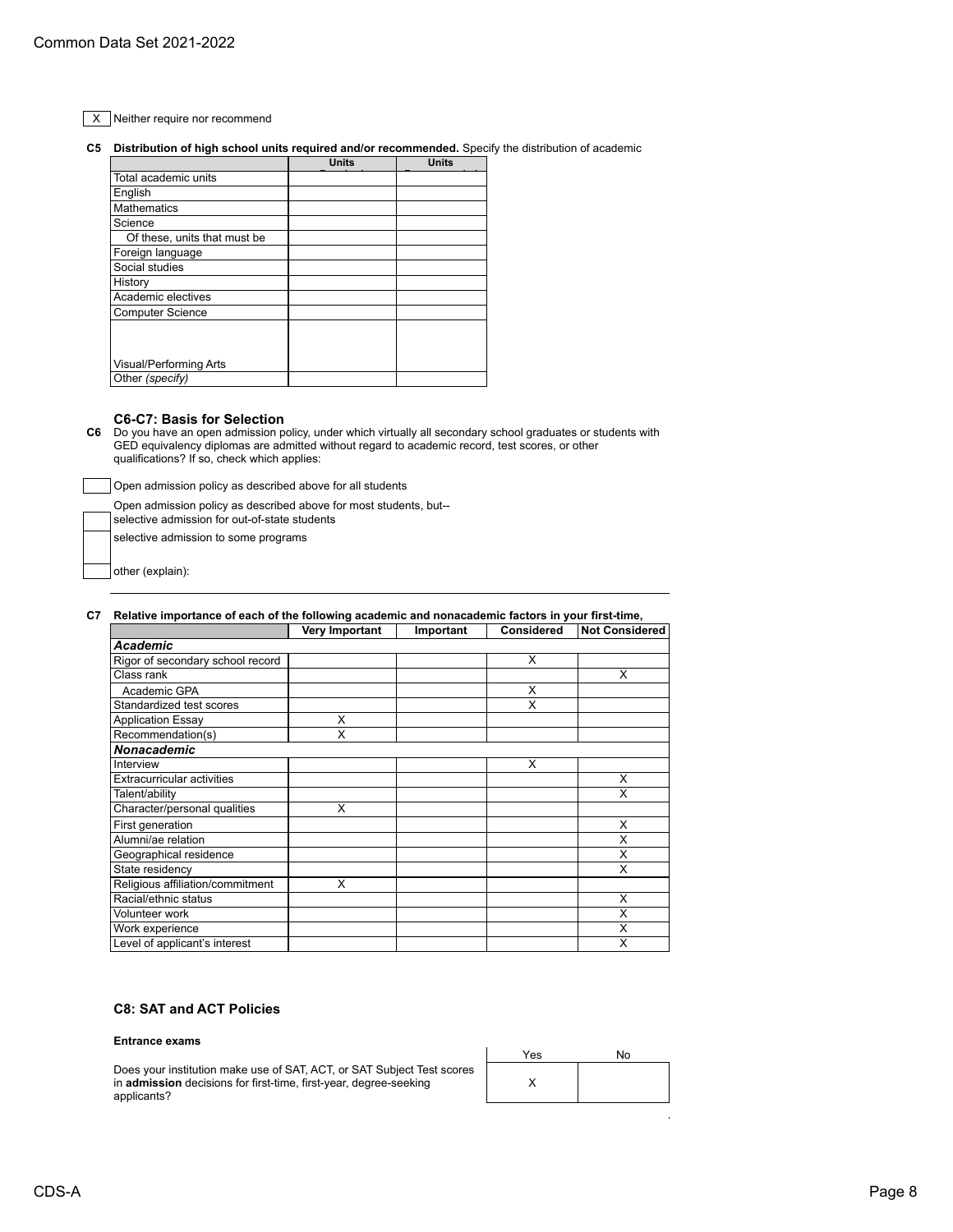X Neither require nor recommend

**C5 Distribution of high school units required and/or recommended.** Specify the distribution of academic

| | Units | Units |
|---|---|---|
| Total academic units | | |
| English | | |
| Mathematics | | |
| Science | | |
| Of these, units that must be | | |
| Foreign language | | |
| Social studies | | |
| History | | |
| Academic electives | | |
| Computer Science | | |
| Visual/Performing Arts | | |
| Other *(specify)* | | |

### C6-C7: Basis for Selection

**C6** Do you have an open admission policy, under which virtually all secondary school graduates or students with GED equivalency diplomas are admitted without regard to academic record, test scores, or other qualifications? If so, check which applies:

Open admission policy as described above for all students

Open admission policy as described above for most students, but--
selective admission for out-of-state students

selective admission to some programs

other (explain):

**C7 Relative importance of each of the following academic and nonacademic factors in your first-time,**

| | Very Important | Important | Considered | Not Considered |
|---|---|---|---|---|
| ***Academic*** | | | | |
| Rigor of secondary school record | | | X | |
| Class rank | | | | X |
| Academic GPA | | | X | |
| Standardized test scores | | | X | |
| Application Essay | X | | | |
| Recommendation(s) | X | | | |
| ***Nonacademic*** | | | | |
| Interview | | | X | |
| Extracurricular activities | | | | X |
| Talent/ability | | | | X |
| Character/personal qualities | X | | | |
| First generation | | | | X |
| Alumni/ae relation | | | | X |
| Geographical residence | | | | X |
| State residency | | | | X |
| Religious affiliation/commitment | X | | | |
| Racial/ethnic status | | | | X |
| Volunteer work | | | | X |
| Work experience | | | | X |
| Level of applicant's interest | | | | X |

### C8: SAT and ACT Policies

**Entrance exams**

| | Yes | No |
|---|---|---|
| Does your institution make use of SAT, ACT, or SAT Subject Test scores in **admission** decisions for first-time, first-year, degree-seeking applicants? | X | |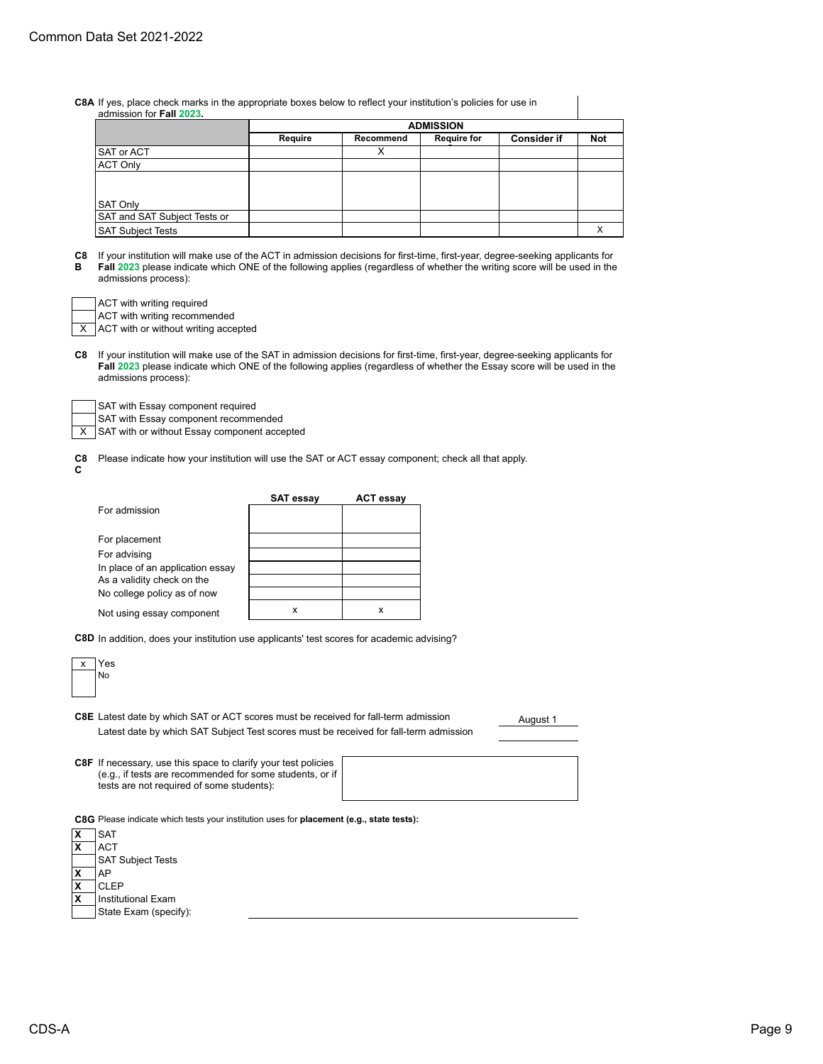**C8A** If yes, place check marks in the appropriate boxes below to reflect your institution's policies for use in admission for **Fall 2023.**

| | ADMISSION | | | | |
|---|---|---|---|---|---|
| | Require | Recommend | Require for | Consider if | Not |
| SAT or ACT | | X | | | |
| ACT Only | | | | | |
| SAT Only | | | | | |
| SAT and SAT Subject Tests or | | | | | |
| SAT Subject Tests | | | | | X |

**C8 B** If your institution will make use of the ACT in admission decisions for first-time, first-year, degree-seeking applicants for **Fall 2023** please indicate which ONE of the following applies (regardless of whether the writing score will be used in the admissions process):

| | |
|---|---|
| | ACT with writing required |
| | ACT with writing recommended |
| X | ACT with or without writing accepted |

**C8** If your institution will make use of the SAT in admission decisions for first-time, first-year, degree-seeking applicants for **Fall 2023** please indicate which ONE of the following applies (regardless of whether the Essay score will be used in the admissions process):

| | |
|---|---|
| | SAT with Essay component required |
| | SAT with Essay component recommended |
| X | SAT with or without Essay component accepted |

**C8 C** Please indicate how your institution will use the SAT or ACT essay component; check all that apply.

| | SAT essay | ACT essay |
|---|---|---|
| For admission | | |
| For placement | | |
| For advising | | |
| In place of an application essay | | |
| As a validity check on the | | |
| No college policy as of now | | |
| Not using essay component | x | x |

**C8D** In addition, does your institution use applicants' test scores for academic advising?

| | |
|---|---|
| x | Yes |
| | No |

**C8E** Latest date by which SAT or ACT scores must be received for fall-term admission: August 1

Latest date by which SAT Subject Test scores must be received for fall-term admission:

**C8F** If necessary, use this space to clarify your test policies (e.g., if tests are recommended for some students, or if tests are not required of some students):

**C8G** Please indicate which tests your institution uses for **placement (e.g., state tests):**

| | |
|---|---|
| X | SAT |
| X | ACT |
| | SAT Subject Tests |
| X | AP |
| X | CLEP |
| X | Institutional Exam |
| | State Exam (specify): |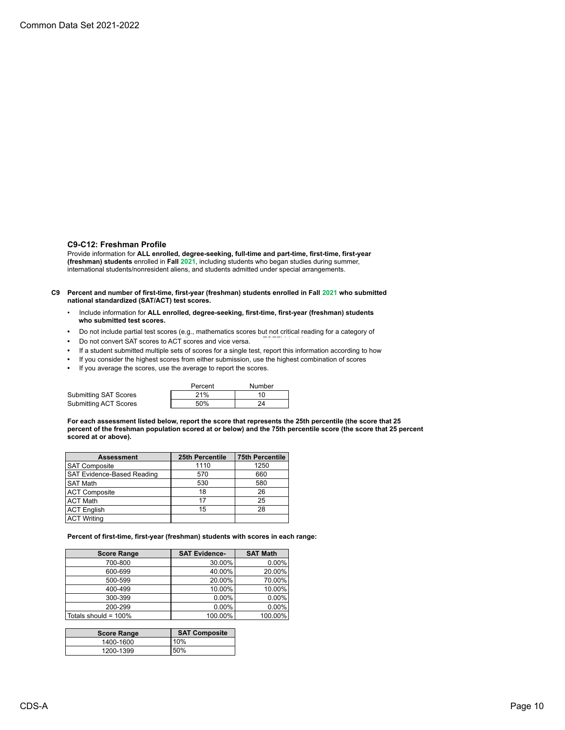### C9-C12: Freshman Profile

Provide information for **ALL enrolled, degree-seeking, full-time and part-time, first-time, first-year (freshman) students** enrolled in **Fall 2021**, including students who began studies during summer, international students/nonresident aliens, and students admitted under special arrangements.

**C9 Percent and number of first-time, first-year (freshman) students enrolled in Fall 2021 who submitted national standardized (SAT/ACT) test scores.**

- Include information for **ALL enrolled, degree-seeking, first-time, first-year (freshman) students who submitted test scores.**
- Do not include partial test scores (e.g., mathematics scores but not critical reading for a category of
- Do not convert SAT scores to ACT scores and vice versa.
- If a student submitted multiple sets of scores for a single test, report this information according to how
- If you consider the highest scores from either submission, use the highest combination of scores
- If you average the scores, use the average to report the scores.

| | Percent | Number |
|---|---|---|
| Submitting SAT Scores | 21% | 10 |
| Submitting ACT Scores | 50% | 24 |

**For each assessment listed below, report the score that represents the 25th percentile (the score that 25 percent of the freshman population scored at or below) and the 75th percentile score (the score that 25 percent scored at or above).**

| Assessment | 25th Percentile | 75th Percentile |
|---|---|---|
| SAT Composite | 1110 | 1250 |
| SAT Evidence-Based Reading | 570 | 660 |
| SAT Math | 530 | 580 |
| ACT Composite | 18 | 26 |
| ACT Math | 17 | 25 |
| ACT English | 15 | 28 |
| ACT Writing | | |

**Percent of first-time, first-year (freshman) students with scores in each range:**

| Score Range | SAT Evidence- | SAT Math |
|---|---|---|
| 700-800 | 30.00% | 0.00% |
| 600-699 | 40.00% | 20.00% |
| 500-599 | 20.00% | 70.00% |
| 400-499 | 10.00% | 10.00% |
| 300-399 | 0.00% | 0.00% |
| 200-299 | 0.00% | 0.00% |
| Totals should = 100% | 100.00% | 100.00% |

| Score Range | SAT Composite |
|---|---|
| 1400-1600 | 10% |
| 1200-1399 | 50% |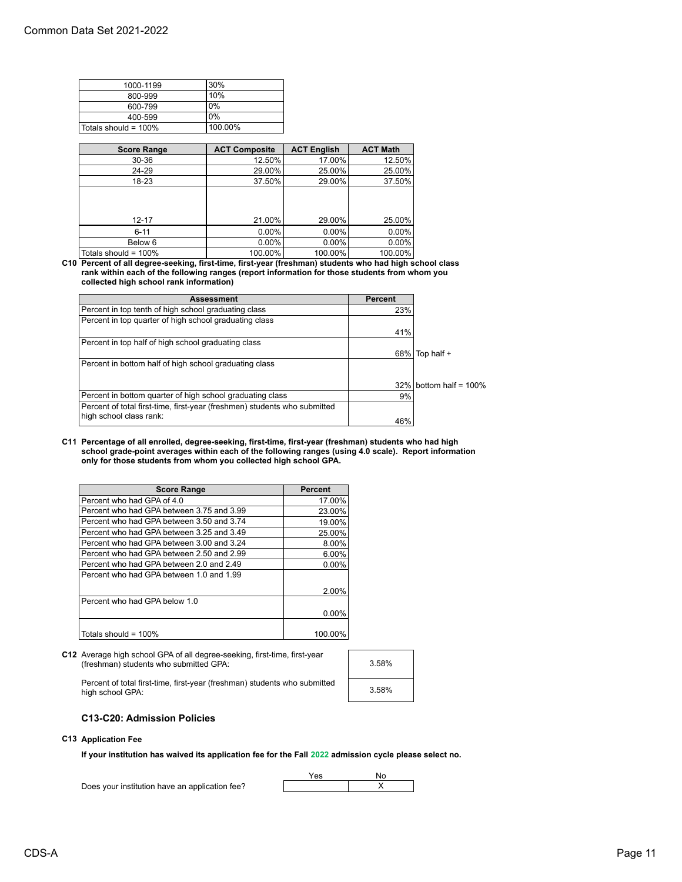| | |
|---|---|
| 1000-1199 | 30% |
| 800-999 | 10% |
| 600-799 | 0% |
| 400-599 | 0% |
| Totals should = 100% | 100.00% |

| Score Range | ACT Composite | ACT English | ACT Math |
|---|---|---|---|
| 30-36 | 12.50% | 17.00% | 12.50% |
| 24-29 | 29.00% | 25.00% | 25.00% |
| 18-23 | 37.50% | 29.00% | 37.50% |
| 12-17 | 21.00% | 29.00% | 25.00% |
| 6-11 | 0.00% | 0.00% | 0.00% |
| Below 6 | 0.00% | 0.00% | 0.00% |
| Totals should = 100% | 100.00% | 100.00% | 100.00% |

**C10 Percent of all degree-seeking, first-time, first-year (freshman) students who had high school class rank within each of the following ranges (report information for those students from whom you collected high school rank information)**

| Assessment | Percent | |
|---|---|---|
| Percent in top tenth of high school graduating class | 23% | |
| Percent in top quarter of high school graduating class | 41% | |
| Percent in top half of high school graduating class | 68% | Top half + |
| Percent in bottom half of high school graduating class | 32% | bottom half = 100% |
| Percent in bottom quarter of high school graduating class | 9% | |
| Percent of total first-time, first-year (freshmen) students who submitted high school class rank: | 46% | |

**C11 Percentage of all enrolled, degree-seeking, first-time, first-year (freshman) students who had high school grade-point averages within each of the following ranges (using 4.0 scale). Report information only for those students from whom you collected high school GPA.**

| Score Range | Percent |
|---|---|
| Percent who had GPA of 4.0 | 17.00% |
| Percent who had GPA between 3.75 and 3.99 | 23.00% |
| Percent who had GPA between 3.50 and 3.74 | 19.00% |
| Percent who had GPA between 3.25 and 3.49 | 25.00% |
| Percent who had GPA between 3.00 and 3.24 | 8.00% |
| Percent who had GPA between 2.50 and 2.99 | 6.00% |
| Percent who had GPA between 2.0 and 2.49 | 0.00% |
| Percent who had GPA between 1.0 and 1.99 | 2.00% |
| Percent who had GPA below 1.0 | 0.00% |
| Totals should = 100% | 100.00% |

**C12** Average high school GPA of all degree-seeking, first-time, first-year (freshman) students who submitted GPA: 3.58%

Percent of total first-time, first-year (freshman) students who submitted high school GPA: 3.58%

### C13-C20: Admission Policies

**C13 Application Fee**

**If your institution has waived its application fee for the Fall 2022 admission cycle please select no.**

| | Yes | No |
|---|---|---|
| Does your institution have an application fee? | | X |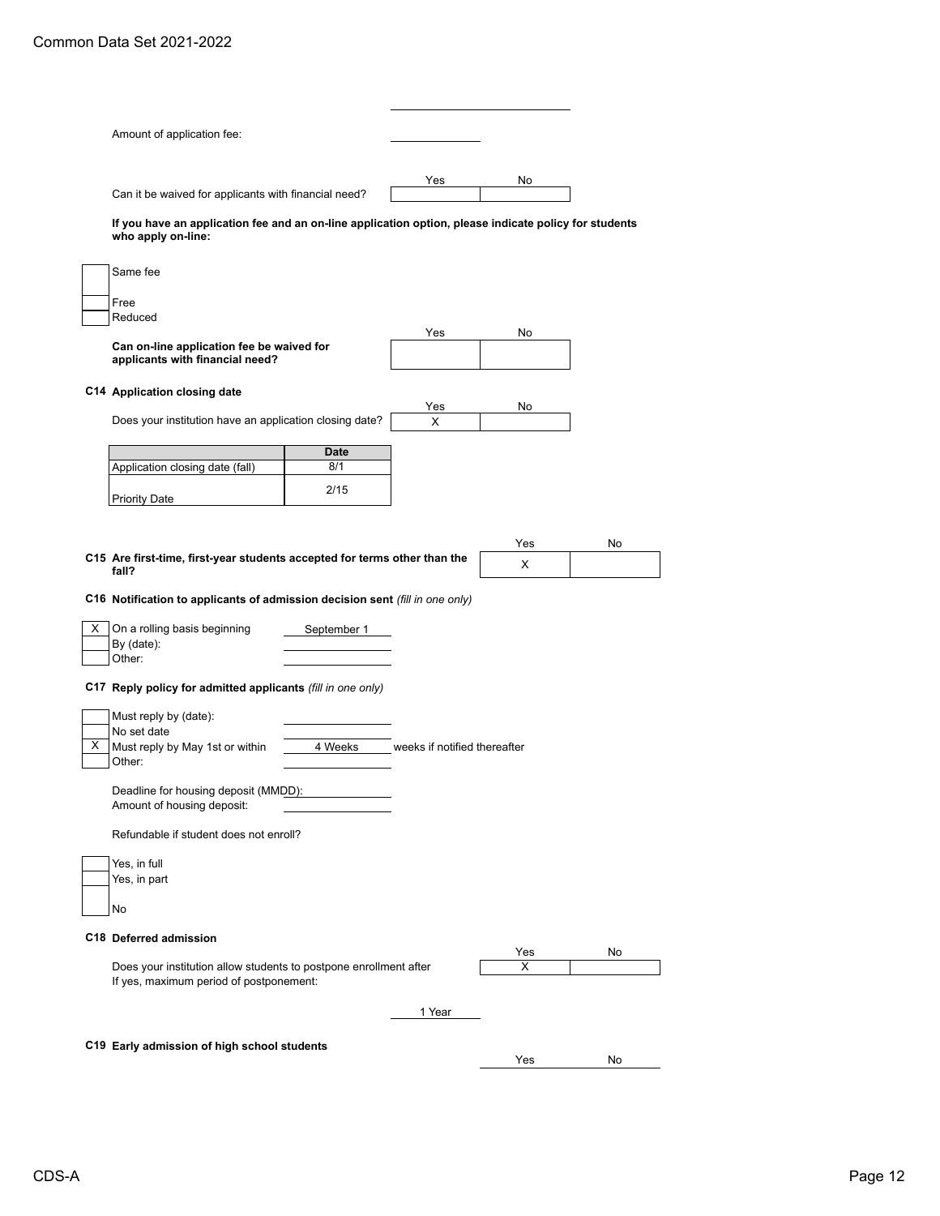Amount of application fee:

Can it be waived for applicants with financial need?

| Yes | No |
|---|---|
| | |

**If you have an application fee and an on-line application option, please indicate policy for students who apply on-line:**

- [ ] Same fee
- [ ] Free
- [ ] Reduced

**Can on-line application fee be waived for applicants with financial need?**

| Yes | No |
|---|---|
| | |

**C14 Application closing date**

Does your institution have an application closing date?

| Yes | No |
|---|---|
| X | |

| | Date |
|---|---|
| Application closing date (fall) | 8/1 |
| Priority Date | 2/15 |

**C15 Are first-time, first-year students accepted for terms other than the fall?**

| Yes | No |
|---|---|
| X | |

**C16 Notification to applicants of admission decision sent** *(fill in one only)*

- [X] On a rolling basis beginning September 1
- [ ] By (date):
- [ ] Other:

**C17 Reply policy for admitted applicants** *(fill in one only)*

- [ ] Must reply by (date):
- [ ] No set date
- [X] Must reply by May 1st or within 4 Weeks weeks if notified thereafter
- [ ] Other:

Deadline for housing deposit (MMDD):

Amount of housing deposit:

Refundable if student does not enroll?

- [ ] Yes, in full
- [ ] Yes, in part
- [ ] No

**C18 Deferred admission**

Does your institution allow students to postpone enrollment after

| Yes | No |
|---|---|
| X | |

If yes, maximum period of postponement:

1 Year

**C19 Early admission of high school students**

| Yes | No |
|---|---|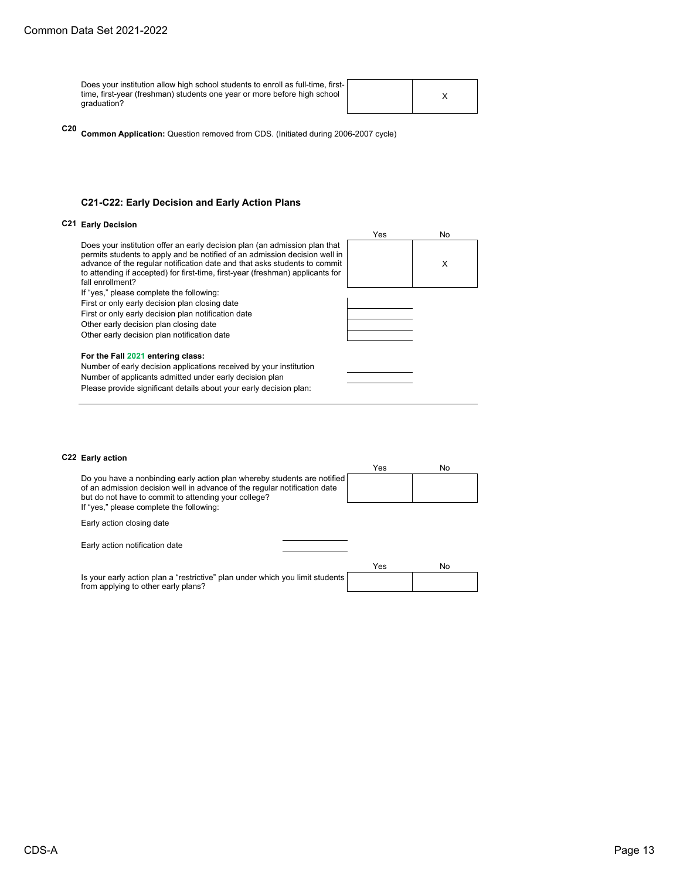| | | |
|---|---|---|
| Does your institution allow high school students to enroll as full-time, first-time, first-year (freshman) students one year or more before high school graduation? | | X |

**C20** **Common Application:** Question removed from CDS. (Initiated during 2006-2007 cycle)

### C21-C22: Early Decision and Early Action Plans

**C21 Early Decision**

| | Yes | No |
|---|---|---|
| Does your institution offer an early decision plan (an admission plan that permits students to apply and be notified of an admission decision well in advance of the regular notification date and that asks students to commit to attending if accepted) for first-time, first-year (freshman) applicants for fall enrollment? | | X |

If "yes," please complete the following:

First or only early decision plan closing date

First or only early decision plan notification date

Other early decision plan closing date

Other early decision plan notification date

**For the Fall 2021 entering class:**

Number of early decision applications received by your institution

Number of applicants admitted under early decision plan

Please provide significant details about your early decision plan:

**C22 Early action**

| | Yes | No |
|---|---|---|
| Do you have a nonbinding early action plan whereby students are notified of an admission decision well in advance of the regular notification date but do not have to commit to attending your college? | | |

If "yes," please complete the following:

Early action closing date

Early action notification date

| | Yes | No |
|---|---|---|
| Is your early action plan a "restrictive" plan under which you limit students from applying to other early plans? | | |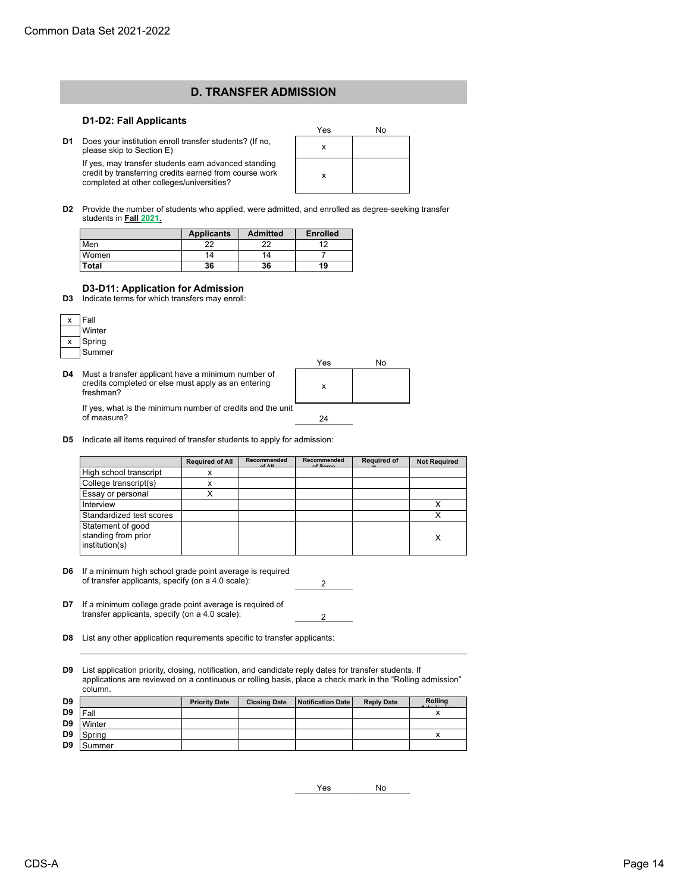## D. TRANSFER ADMISSION

### D1-D2: Fall Applicants

| | | Yes | No |
|---|---|---|---|
| D1 | Does your institution enroll transfer students? (If no, please skip to Section E) | x | |
| | If yes, may transfer students earn advanced standing credit by transferring credits earned from course work completed at other colleges/universities? | x | |

**D2** Provide the number of students who applied, were admitted, and enrolled as degree-seeking transfer students in **Fall 2021.**

| | Applicants | Admitted | Enrolled |
|---|---|---|---|
| Men | 22 | 22 | 12 |
| Women | 14 | 14 | 7 |
| **Total** | **36** | **36** | **19** |

### D3-D11: Application for Admission

**D3** Indicate terms for which transfers may enroll:

| | |
|---|---|
| x | Fall |
| | Winter |
| x | Spring |
| | Summer |

| | | Yes | No |
|---|---|---|---|
| D4 | Must a transfer applicant have a minimum number of credits completed or else must apply as an entering freshman? | x | |
| | If yes, what is the minimum number of credits and the unit of measure? | 24 | |

**D5** Indicate all items required of transfer students to apply for admission:

| | Required of All | Recommended of All | Recommended of Some | Required of Some | Not Required |
|---|---|---|---|---|---|
| High school transcript | x | | | | |
| College transcript(s) | x | | | | |
| Essay or personal | X | | | | |
| Interview | | | | | X |
| Standardized test scores | | | | | X |
| Statement of good standing from prior institution(s) | | | | | X |

**D6** If a minimum high school grade point average is required of transfer applicants, specify (on a 4.0 scale): 2

**D7** If a minimum college grade point average is required of transfer applicants, specify (on a 4.0 scale): 2

**D8** List any other application requirements specific to transfer applicants:

**D9** List application priority, closing, notification, and candidate reply dates for transfer students. If applications are reviewed on a continuous or rolling basis, place a check mark in the "Rolling admission" column.

| | | Priority Date | Closing Date | Notification Date | Reply Date | Rolling Admission |
|---|---|---|---|---|---|---|
| D9 | Fall | | | | | x |
| D9 | Winter | | | | | |
| D9 | Spring | | | | | x |
| D9 | Summer | | | | | |

Yes No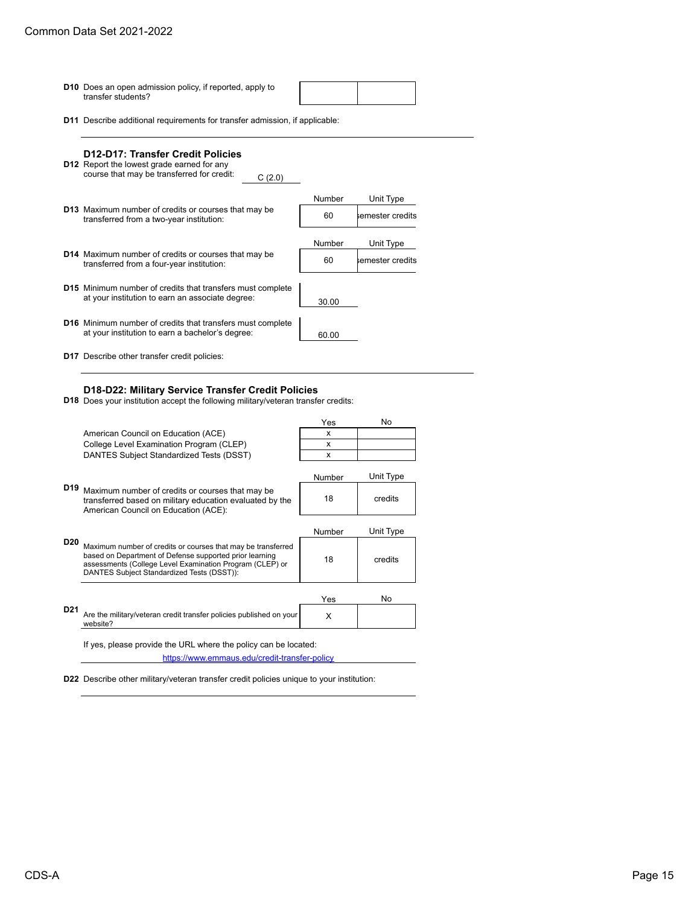**D10** Does an open admission policy, if reported, apply to transfer students?

| | |
|---|---|
| | |

**D11** Describe additional requirements for transfer admission, if applicable:

### D12-D17: Transfer Credit Policies

**D12** Report the lowest grade earned for any course that may be transferred for credit: C (2.0)

| | Number | Unit Type |
|---|---|---|
| **D13** Maximum number of credits or courses that may be transferred from a two-year institution: | 60 | semester credits |
| **D14** Maximum number of credits or courses that may be transferred from a four-year institution: | 60 | semester credits |

**D15** Minimum number of credits that transfers must complete at your institution to earn an associate degree: 30.00

**D16** Minimum number of credits that transfers must complete at your institution to earn a bachelor's degree: 60.00

**D17** Describe other transfer credit policies:

### D18-D22: Military Service Transfer Credit Policies

**D18** Does your institution accept the following military/veteran transfer credits:

| | Yes | No |
|---|---|---|
| American Council on Education (ACE) | x | |
| College Level Examination Program (CLEP) | x | |
| DANTES Subject Standardized Tests (DSST) | x | |

| | Number | Unit Type |
|---|---|---|
| **D19** Maximum number of credits or courses that may be transferred based on military education evaluated by the American Council on Education (ACE): | 18 | credits |
| **D20** Maximum number of credits or courses that may be transferred based on Department of Defense supported prior learning assessments (College Level Examination Program (CLEP) or DANTES Subject Standardized Tests (DSST)): | 18 | credits |

| | Yes | No |
|---|---|---|
| **D21** Are the military/veteran credit transfer policies published on your website? | X | |

If yes, please provide the URL where the policy can be located:

https://www.emmaus.edu/credit-transfer-policy

**D22** Describe other military/veteran transfer credit policies unique to your institution: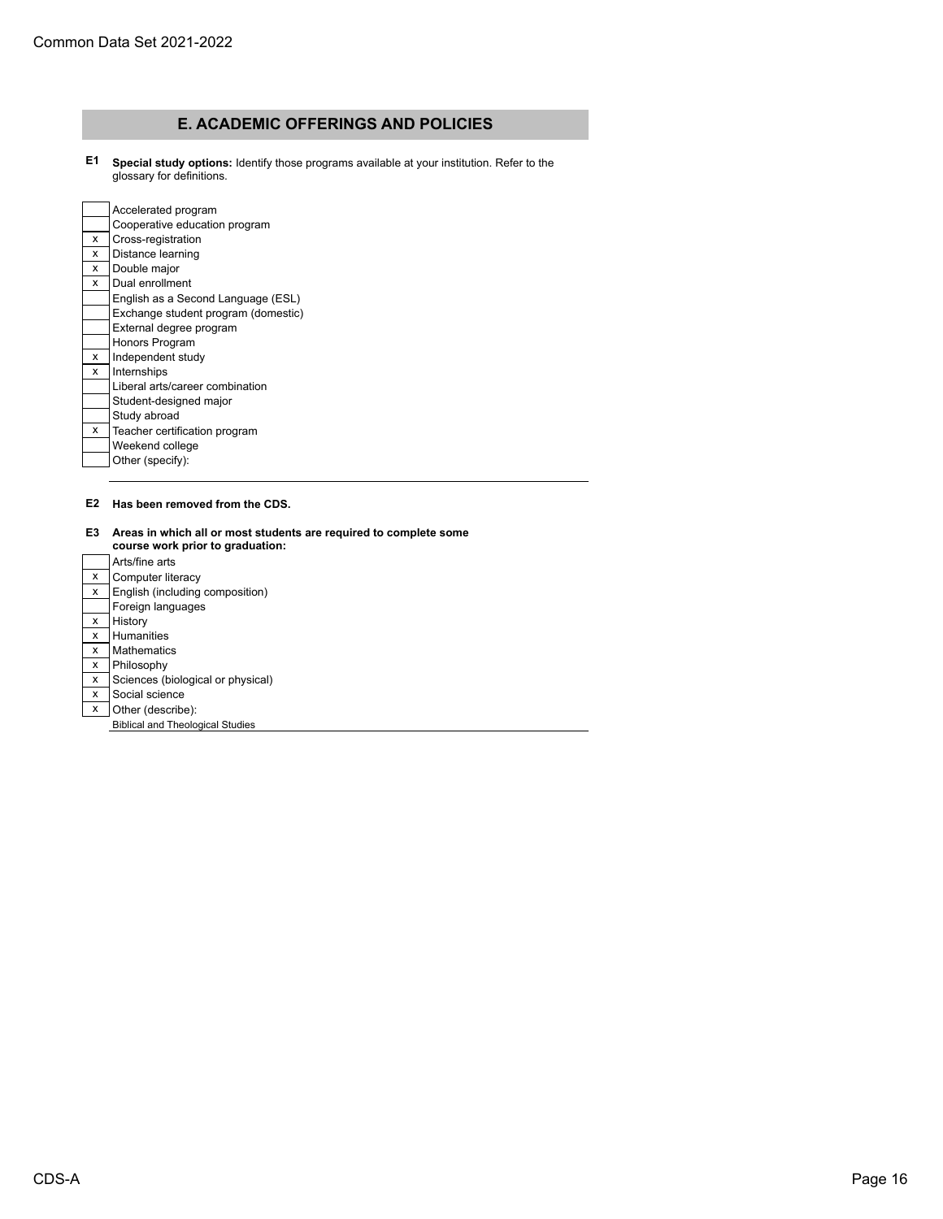## E. ACADEMIC OFFERINGS AND POLICIES

**E1 Special study options:** Identify those programs available at your institution. Refer to the glossary for definitions.

| | |
|---|---|
| | Accelerated program |
| | Cooperative education program |
| x | Cross-registration |
| x | Distance learning |
| x | Double major |
| x | Dual enrollment |
| | English as a Second Language (ESL) |
| | Exchange student program (domestic) |
| | External degree program |
| | Honors Program |
| x | Independent study |
| x | Internships |
| | Liberal arts/career combination |
| | Student-designed major |
| | Study abroad |
| x | Teacher certification program |
| | Weekend college |
| | Other (specify): |

**E2 Has been removed from the CDS.**

**E3 Areas in which all or most students are required to complete some course work prior to graduation:**

| | |
|---|---|
| | Arts/fine arts |
| x | Computer literacy |
| x | English (including composition) |
| | Foreign languages |
| x | History |
| x | Humanities |
| x | Mathematics |
| x | Philosophy |
| x | Sciences (biological or physical) |
| x | Social science |
| x | Other (describe): |

Biblical and Theological Studies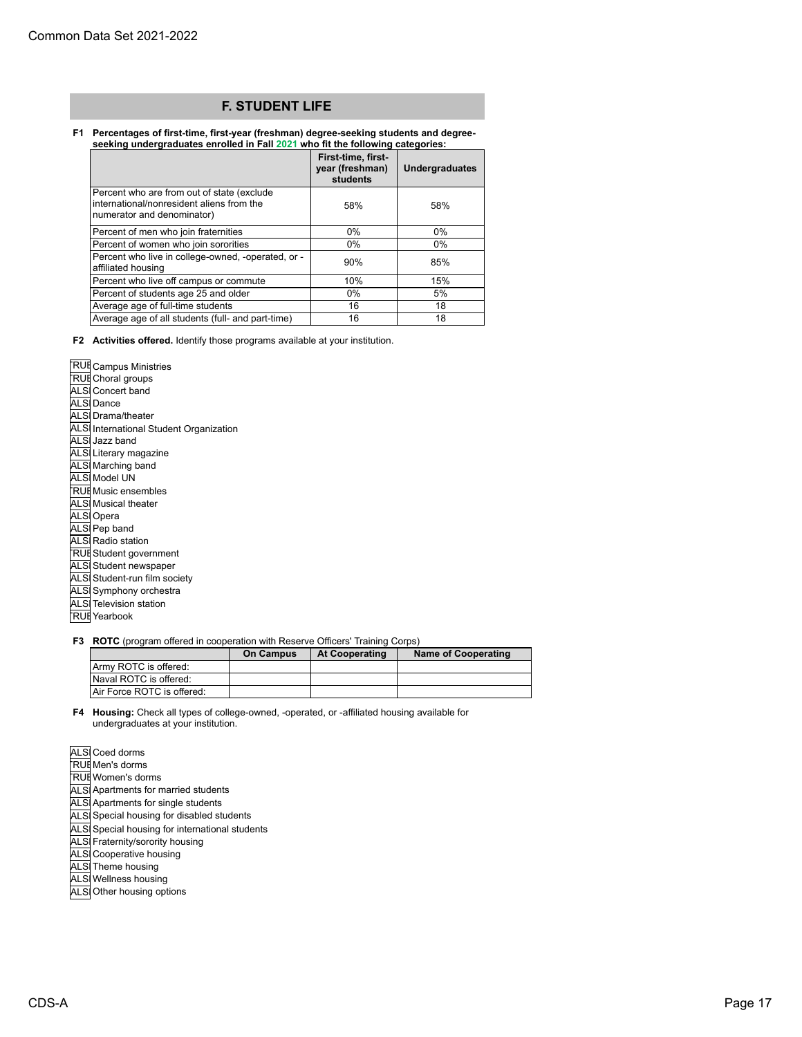## F. STUDENT LIFE

**F1 Percentages of first-time, first-year (freshman) degree-seeking students and degree-seeking undergraduates enrolled in Fall 2021 who fit the following categories:**

| | First-time, first-year (freshman) students | Undergraduates |
|---|---|---|
| Percent who are from out of state (exclude international/nonresident aliens from the numerator and denominator) | 58% | 58% |
| Percent of men who join fraternities | 0% | 0% |
| Percent of women who join sororities | 0% | 0% |
| Percent who live in college-owned, -operated, or -affiliated housing | 90% | 85% |
| Percent who live off campus or commute | 10% | 15% |
| Percent of students age 25 and older | 0% | 5% |
| Average age of full-time students | 16 | 18 |
| Average age of all students (full- and part-time) | 16 | 18 |

**F2 Activities offered.** Identify those programs available at your institution.

- TRUE Campus Ministries
- TRUE Choral groups
- FALSE Concert band
- FALSE Dance
- FALSE Drama/theater
- FALSE International Student Organization
- FALSE Jazz band
- FALSE Literary magazine
- FALSE Marching band
- FALSE Model UN
- TRUE Music ensembles
- FALSE Musical theater
- FALSE Opera
- FALSE Pep band
- FALSE Radio station
- TRUE Student government
- FALSE Student newspaper
- FALSE Student-run film society
- FALSE Symphony orchestra
- FALSE Television station
- TRUE Yearbook

**F3 ROTC** (program offered in cooperation with Reserve Officers' Training Corps)

| | On Campus | At Cooperating | Name of Cooperating |
|---|---|---|---|
| Army ROTC is offered: | | | |
| Naval ROTC is offered: | | | |
| Air Force ROTC is offered: | | | |

**F4 Housing:** Check all types of college-owned, -operated, or -affiliated housing available for undergraduates at your institution.

- FALSE Coed dorms
- TRUE Men's dorms
- TRUE Women's dorms
- FALSE Apartments for married students
- FALSE Apartments for single students
- FALSE Special housing for disabled students
- FALSE Special housing for international students
- FALSE Fraternity/sorority housing
- FALSE Cooperative housing
- FALSE Theme housing
- FALSE Wellness housing
- FALSE Other housing options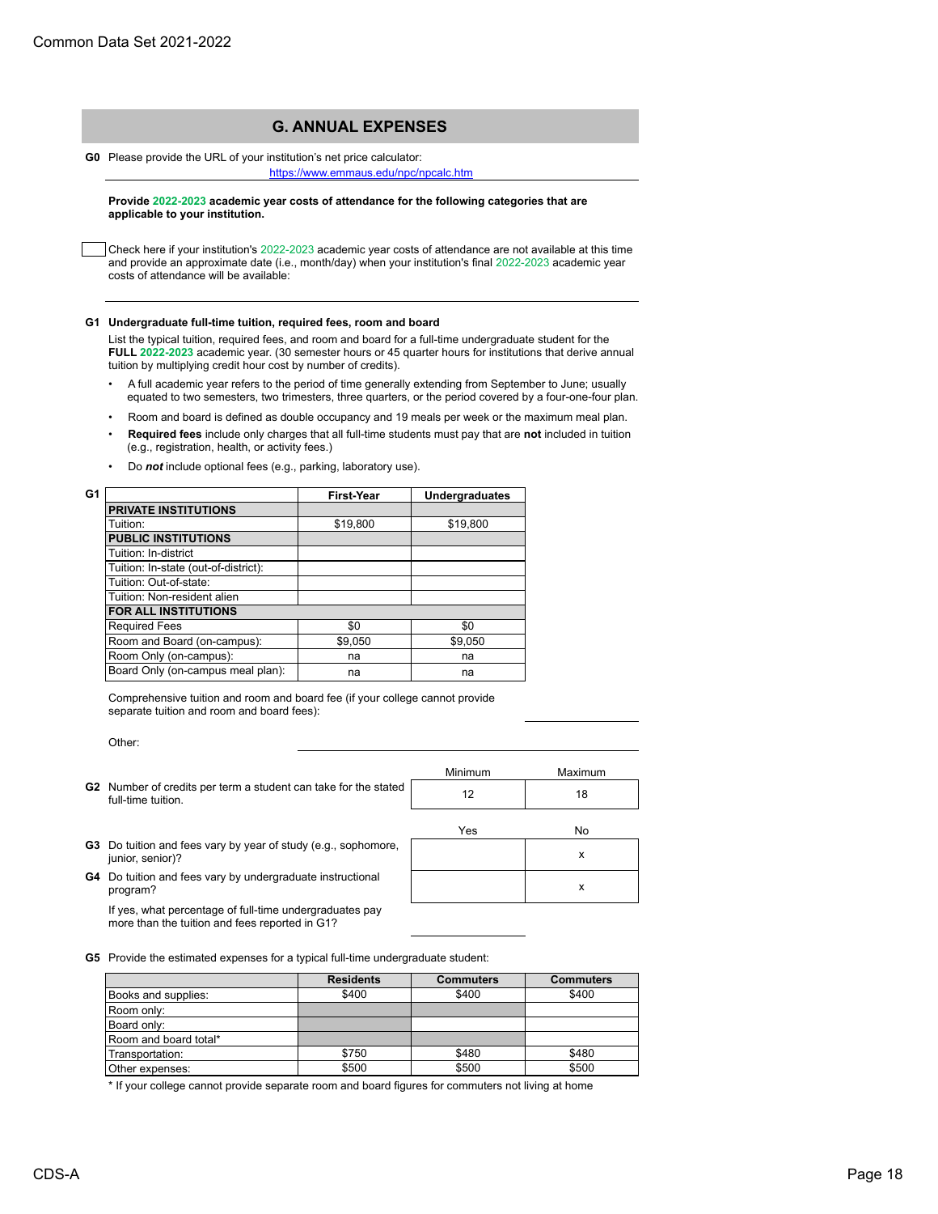## G. ANNUAL EXPENSES

**G0** Please provide the URL of your institution's net price calculator:
https://www.emmaus.edu/npc/npcalc.htm

**Provide 2022-2023 academic year costs of attendance for the following categories that are applicable to your institution.**

☐ Check here if your institution's 2022-2023 academic year costs of attendance are not available at this time and provide an approximate date (i.e., month/day) when your institution's final 2022-2023 academic year costs of attendance will be available:

**G1 Undergraduate full-time tuition, required fees, room and board**

List the typical tuition, required fees, and room and board for a full-time undergraduate student for the **FULL 2022-2023** academic year. (30 semester hours or 45 quarter hours for institutions that derive annual tuition by multiplying credit hour cost by number of credits).

- A full academic year refers to the period of time generally extending from September to June; usually equated to two semesters, two trimesters, three quarters, or the period covered by a four-one-four plan.
- Room and board is defined as double occupancy and 19 meals per week or the maximum meal plan.
- **Required fees** include only charges that all full-time students must pay that are **not** included in tuition (e.g., registration, health, or activity fees.)
- Do ***not*** include optional fees (e.g., parking, laboratory use).

**G1**

| | First-Year | Undergraduates |
|---|---|---|
| **PRIVATE INSTITUTIONS** | | |
| Tuition: | $19,800 | $19,800 |
| **PUBLIC INSTITUTIONS** | | |
| Tuition: In-district | | |
| Tuition: In-state (out-of-district): | | |
| Tuition: Out-of-state: | | |
| Tuition: Non-resident alien | | |
| **FOR ALL INSTITUTIONS** | | |
| Required Fees | $0 | $0 |
| Room and Board (on-campus): | $9,050 | $9,050 |
| Room Only (on-campus): | na | na |
| Board Only (on-campus meal plan): | na | na |

Comprehensive tuition and room and board fee (if your college cannot provide separate tuition and room and board fees):

Other:

| | Minimum | Maximum |
|---|---|---|
| **G2** Number of credits per term a student can take for the stated full-time tuition. | 12 | 18 |

| | Yes | No |
|---|---|---|
| **G3** Do tuition and fees vary by year of study (e.g., sophomore, junior, senior)? | | x |
| **G4** Do tuition and fees vary by undergraduate instructional program? | | x |

If yes, what percentage of full-time undergraduates pay more than the tuition and fees reported in G1?

**G5** Provide the estimated expenses for a typical full-time undergraduate student:

| | Residents | Commuters | Commuters |
|---|---|---|---|
| Books and supplies: | $400 | $400 | $400 |
| Room only: | | | |
| Board only: | | | |
| Room and board total* | | | |
| Transportation: | $750 | $480 | $480 |
| Other expenses: | $500 | $500 | $500 |

\* If your college cannot provide separate room and board figures for commuters not living at home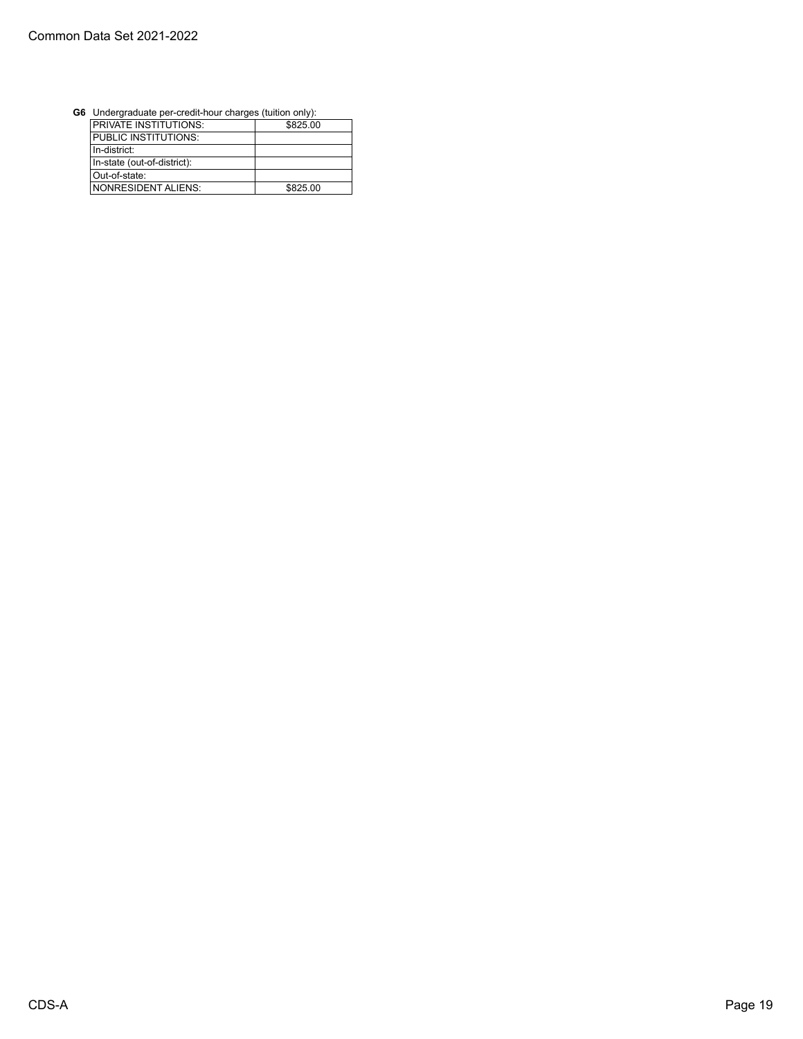**G6** Undergraduate per-credit-hour charges (tuition only):

| | |
|---|---|
| PRIVATE INSTITUTIONS: | $825.00 |
| PUBLIC INSTITUTIONS: | |
| In-district: | |
| In-state (out-of-district): | |
| Out-of-state: | |
| NONRESIDENT ALIENS: | $825.00 |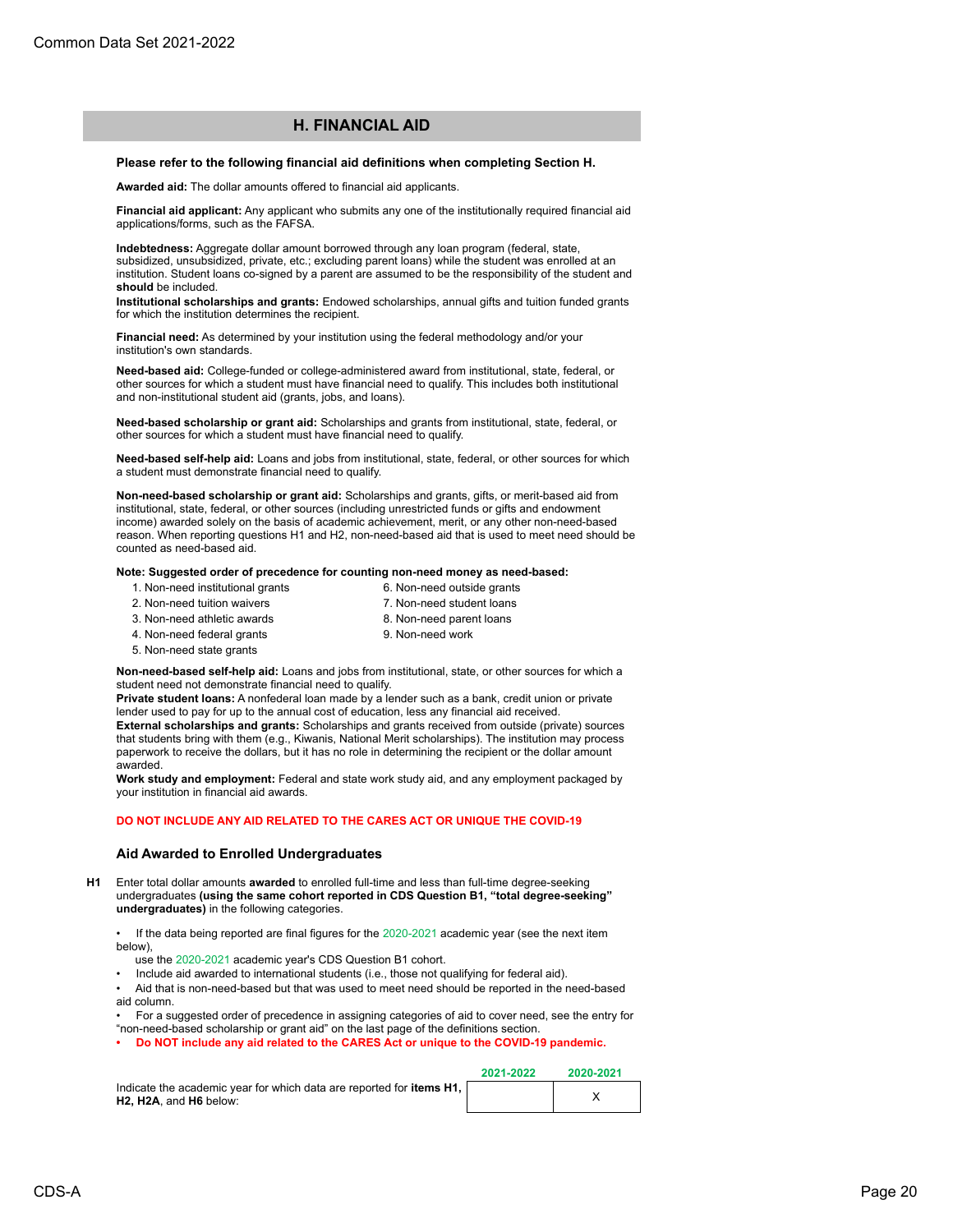## H. FINANCIAL AID

**Please refer to the following financial aid definitions when completing Section H.**

**Awarded aid:** The dollar amounts offered to financial aid applicants.

**Financial aid applicant:** Any applicant who submits any one of the institutionally required financial aid applications/forms, such as the FAFSA.

**Indebtedness:** Aggregate dollar amount borrowed through any loan program (federal, state, subsidized, unsubsidized, private, etc.; excluding parent loans) while the student was enrolled at an institution. Student loans co-signed by a parent are assumed to be the responsibility of the student and **should** be included.

**Institutional scholarships and grants:** Endowed scholarships, annual gifts and tuition funded grants for which the institution determines the recipient.

**Financial need:** As determined by your institution using the federal methodology and/or your institution's own standards.

**Need-based aid:** College-funded or college-administered award from institutional, state, federal, or other sources for which a student must have financial need to qualify. This includes both institutional and non-institutional student aid (grants, jobs, and loans).

**Need-based scholarship or grant aid:** Scholarships and grants from institutional, state, federal, or other sources for which a student must have financial need to qualify.

**Need-based self-help aid:** Loans and jobs from institutional, state, federal, or other sources for which a student must demonstrate financial need to qualify.

**Non-need-based scholarship or grant aid:** Scholarships and grants, gifts, or merit-based aid from institutional, state, federal, or other sources (including unrestricted funds or gifts and endowment income) awarded solely on the basis of academic achievement, merit, or any other non-need-based reason. When reporting questions H1 and H2, non-need-based aid that is used to meet need should be counted as need-based aid.

**Note: Suggested order of precedence for counting non-need money as need-based:**

1. Non-need institutional grants
2. Non-need tuition waivers
3. Non-need athletic awards
4. Non-need federal grants
5. Non-need state grants
6. Non-need outside grants
7. Non-need student loans
8. Non-need parent loans
9. Non-need work

**Non-need-based self-help aid:** Loans and jobs from institutional, state, or other sources for which a student need not demonstrate financial need to qualify.

**Private student loans:** A nonfederal loan made by a lender such as a bank, credit union or private lender used to pay for up to the annual cost of education, less any financial aid received.

**External scholarships and grants:** Scholarships and grants received from outside (private) sources that students bring with them (e.g., Kiwanis, National Merit scholarships). The institution may process paperwork to receive the dollars, but it has no role in determining the recipient or the dollar amount awarded.

**Work study and employment:** Federal and state work study aid, and any employment packaged by your institution in financial aid awards.

**DO NOT INCLUDE ANY AID RELATED TO THE CARES ACT OR UNIQUE THE COVID-19**

### Aid Awarded to Enrolled Undergraduates

**H1** Enter total dollar amounts **awarded** to enrolled full-time and less than full-time degree-seeking undergraduates **(using the same cohort reported in CDS Question B1, "total degree-seeking" undergraduates)** in the following categories.

- If the data being reported are final figures for the 2020-2021 academic year (see the next item below), use the 2020-2021 academic year's CDS Question B1 cohort.
- Include aid awarded to international students (i.e., those not qualifying for federal aid).
- Aid that is non-need-based but that was used to meet need should be reported in the need-based aid column.
- For a suggested order of precedence in assigning categories of aid to cover need, see the entry for "non-need-based scholarship or grant aid" on the last page of the definitions section.
- **Do NOT include any aid related to the CARES Act or unique to the COVID-19 pandemic.**

| | 2021-2022 | 2020-2021 |
|---|---|---|
| Indicate the academic year for which data are reported for **items H1, H2, H2A**, and **H6** below: | | X |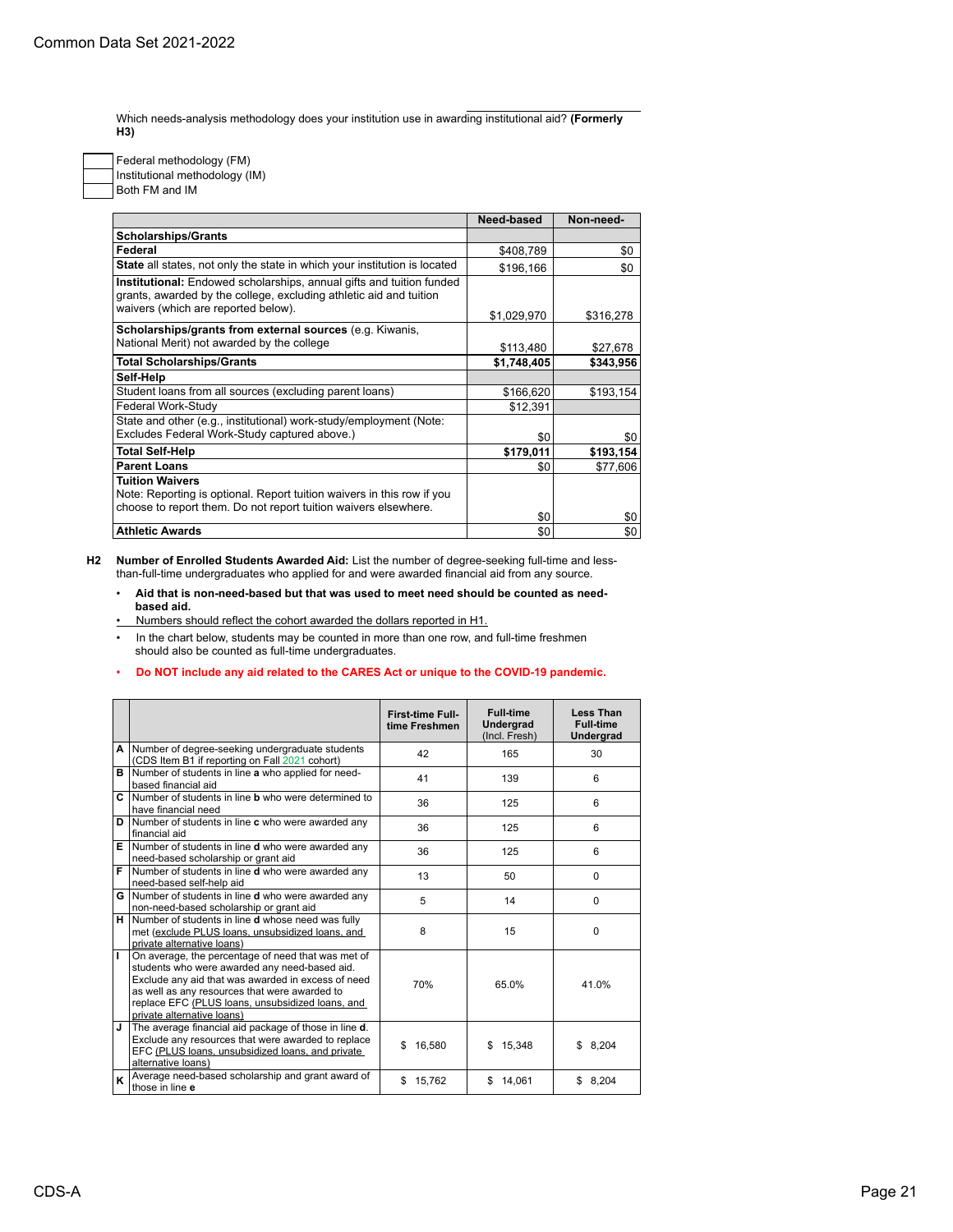Which needs-analysis methodology does your institution use in awarding institutional aid? **(Formerly H3)**

| | |
|---|---|
| | Federal methodology (FM) |
| | Institutional methodology (IM) |
| | Both FM and IM |

| | Need-based | Non-need- |
|---|---|---|
| **Scholarships/Grants** | | |
| **Federal** | $408,789 | $0 |
| **State** all states, not only the state in which your institution is located | $196,166 | $0 |
| **Institutional:** Endowed scholarships, annual gifts and tuition funded grants, awarded by the college, excluding athletic aid and tuition waivers (which are reported below). | $1,029,970 | $316,278 |
| **Scholarships/grants from external sources** (e.g. Kiwanis, National Merit) not awarded by the college | $113,480 | $27,678 |
| **Total Scholarships/Grants** | **$1,748,405** | **$343,956** |
| **Self-Help** | | |
| Student loans from all sources (excluding parent loans) | $166,620 | $193,154 |
| Federal Work-Study | $12,391 | |
| State and other (e.g., institutional) work-study/employment (Note: Excludes Federal Work-Study captured above.) | $0 | $0 |
| **Total Self-Help** | **$179,011** | **$193,154** |
| **Parent Loans** | $0 | $77,606 |
| **Tuition Waivers** Note: Reporting is optional. Report tuition waivers in this row if you choose to report them. Do not report tuition waivers elsewhere. | $0 | $0 |
| **Athletic Awards** | $0 | $0 |

**H2** **Number of Enrolled Students Awarded Aid:** List the number of degree-seeking full-time and less-than-full-time undergraduates who applied for and were awarded financial aid from any source.

- **Aid that is non-need-based but that was used to meet need should be counted as need-based aid.**
- Numbers should reflect the cohort awarded the dollars reported in H1.
- In the chart below, students may be counted in more than one row, and full-time freshmen should also be counted as full-time undergraduates.
- **Do NOT include any aid related to the CARES Act or unique to the COVID-19 pandemic.**

| | | First-time Full-time Freshmen | Full-time Undergrad (Incl. Fresh) | Less Than Full-time Undergrad |
|---|---|---|---|---|
| A | Number of degree-seeking undergraduate students (CDS Item B1 if reporting on Fall 2021 cohort) | 42 | 165 | 30 |
| B | Number of students in line **a** who applied for need-based financial aid | 41 | 139 | 6 |
| C | Number of students in line **b** who were determined to have financial need | 36 | 125 | 6 |
| D | Number of students in line **c** who were awarded any financial aid | 36 | 125 | 6 |
| E | Number of students in line **d** who were awarded any need-based scholarship or grant aid | 36 | 125 | 6 |
| F | Number of students in line **d** who were awarded any need-based self-help aid | 13 | 50 | 0 |
| G | Number of students in line **d** who were awarded any non-need-based scholarship or grant aid | 5 | 14 | 0 |
| H | Number of students in line **d** whose need was fully met (exclude PLUS loans, unsubsidized loans, and private alternative loans) | 8 | 15 | 0 |
| I | On average, the percentage of need that was met of students who were awarded any need-based aid. Exclude any aid that was awarded in excess of need as well as any resources that were awarded to replace EFC (PLUS loans, unsubsidized loans, and private alternative loans) | 70% | 65.0% | 41.0% |
| J | The average financial aid package of those in line **d**. Exclude any resources that were awarded to replace EFC (PLUS loans, unsubsidized loans, and private alternative loans) | $ 16,580 | $ 15,348 | $ 8,204 |
| K | Average need-based scholarship and grant award of those in line **e** | $ 15,762 | $ 14,061 | $ 8,204 |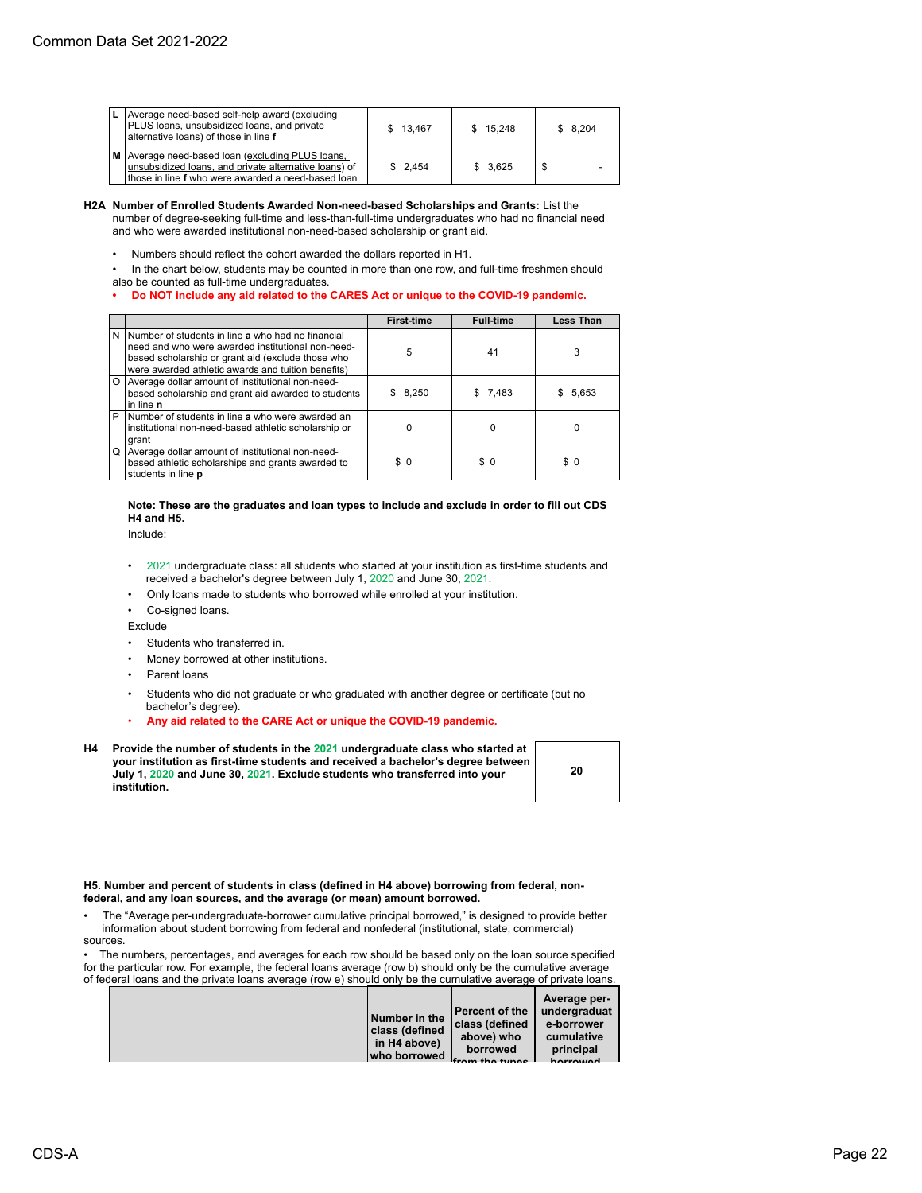| | | | | |
|---|---|---|---|---|
| L | Average need-based self-help award (excluding PLUS loans, unsubsidized loans, and private alternative loans) of those in line **f** | $ 13,467 | $ 15,248 | $ 8,204 |
| M | Average need-based loan (excluding PLUS loans, unsubsidized loans, and private alternative loans) of those in line **f** who were awarded a need-based loan | $ 2,454 | $ 3,625 | $ - |

**H2A Number of Enrolled Students Awarded Non-need-based Scholarships and Grants:** List the number of degree-seeking full-time and less-than-full-time undergraduates who had no financial need and who were awarded institutional non-need-based scholarship or grant aid.

- Numbers should reflect the cohort awarded the dollars reported in H1.
- In the chart below, students may be counted in more than one row, and full-time freshmen should also be counted as full-time undergraduates.
- **Do NOT include any aid related to the CARES Act or unique to the COVID-19 pandemic.**

| | | First-time | Full-time | Less Than |
|---|---|---|---|---|
| N | Number of students in line **a** who had no financial need and who were awarded institutional non-need-based scholarship or grant aid (exclude those who were awarded athletic awards and tuition benefits) | 5 | 41 | 3 |
| O | Average dollar amount of institutional non-need-based scholarship and grant aid awarded to students in line **n** | $ 8,250 | $ 7,483 | $ 5,653 |
| P | Number of students in line **a** who were awarded an institutional non-need-based athletic scholarship or grant | 0 | 0 | 0 |
| Q | Average dollar amount of institutional non-need-based athletic scholarships and grants awarded to students in line **p** | $ 0 | $ 0 | $ 0 |

**Note: These are the graduates and loan types to include and exclude in order to fill out CDS H4 and H5.**

Include:

- 2021 undergraduate class: all students who started at your institution as first-time students and received a bachelor's degree between July 1, 2020 and June 30, 2021.
- Only loans made to students who borrowed while enrolled at your institution.
- Co-signed loans.

Exclude

- Students who transferred in.
- Money borrowed at other institutions.
- Parent loans
- Students who did not graduate or who graduated with another degree or certificate (but no bachelor's degree).
- **Any aid related to the CARE Act or unique the COVID-19 pandemic.**

| | | |
|---|---|---|
| **H4** | **Provide the number of students in the 2021 undergraduate class who started at your institution as first-time students and received a bachelor's degree between July 1, 2020 and June 30, 2021. Exclude students who transferred into your institution.** | **20** |

**H5. Number and percent of students in class (defined in H4 above) borrowing from federal, non-federal, and any loan sources, and the average (or mean) amount borrowed.**

- The "Average per-undergraduate-borrower cumulative principal borrowed," is designed to provide better information about student borrowing from federal and nonfederal (institutional, state, commercial) sources.
- The numbers, percentages, and averages for each row should be based only on the loan source specified for the particular row. For example, the federal loans average (row b) should only be the cumulative average of federal loans and the private loans average (row e) should only be the cumulative average of private loans.

| | Number in the class (defined in H4 above) who borrowed | Percent of the class (defined above) who borrowed from the types | Average per-undergraduate-borrower cumulative principal borrowed |
|---|---|---|---|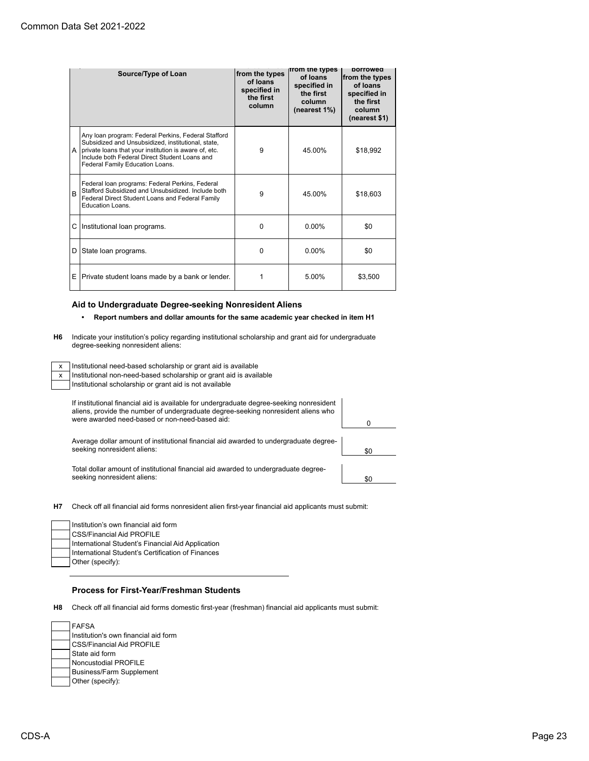| | Source/Type of Loan | from the types of loans specified in the first column | from the types of loans specified in the first column (nearest 1%) | borrowed from the types of loans specified in the first column (nearest $1) |
|---|---|---|---|---|
| A | Any loan program: Federal Perkins, Federal Stafford Subsidized and Unsubsidized, institutional, state, private loans that your institution is aware of, etc. Include both Federal Direct Student Loans and Federal Family Education Loans. | 9 | 45.00% | $18,992 |
| B | Federal loan programs: Federal Perkins, Federal Stafford Subsidized and Unsubsidized. Include both Federal Direct Student Loans and Federal Family Education Loans. | 9 | 45.00% | $18,603 |
| C | Institutional loan programs. | 0 | 0.00% | $0 |
| D | State loan programs. | 0 | 0.00% | $0 |
| E | Private student loans made by a bank or lender. | 1 | 5.00% | $3,500 |

### Aid to Undergraduate Degree-seeking Nonresident Aliens

- **Report numbers and dollar amounts for the same academic year checked in item H1**

**H6** Indicate your institution's policy regarding institutional scholarship and grant aid for undergraduate degree-seeking nonresident aliens:

| | |
|---|---|
| x | Institutional need-based scholarship or grant aid is available |
| x | Institutional non-need-based scholarship or grant aid is available |
| | Institutional scholarship or grant aid is not available |

If institutional financial aid is available for undergraduate degree-seeking nonresident aliens, provide the number of undergraduate degree-seeking nonresident aliens who were awarded need-based or non-need-based aid: 0

Average dollar amount of institutional financial aid awarded to undergraduate degree-seeking nonresident aliens: $0

Total dollar amount of institutional financial aid awarded to undergraduate degree-seeking nonresident aliens: $0

**H7** Check off all financial aid forms nonresident alien first-year financial aid applicants must submit:

| | |
|---|---|
| | Institution's own financial aid form |
| | CSS/Financial Aid PROFILE |
| | International Student's Financial Aid Application |
| | International Student's Certification of Finances |
| | Other (specify): |

### Process for First-Year/Freshman Students

**H8** Check off all financial aid forms domestic first-year (freshman) financial aid applicants must submit:

| | |
|---|---|
| | FAFSA |
| | Institution's own financial aid form |
| | CSS/Financial Aid PROFILE |
| | State aid form |
| | Noncustodial PROFILE |
| | Business/Farm Supplement |
| | Other (specify): |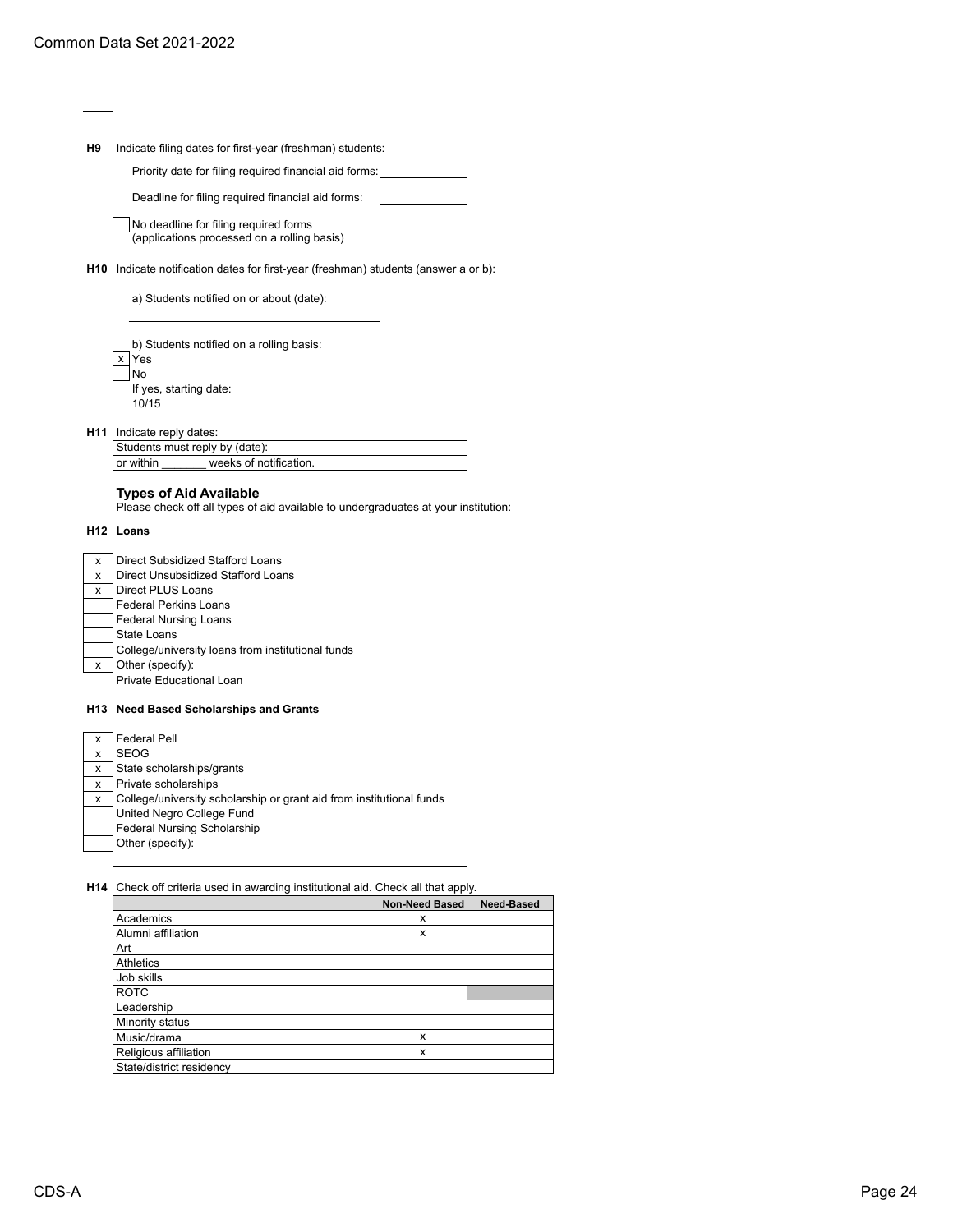**H9** Indicate filing dates for first-year (freshman) students:

Priority date for filing required financial aid forms: \_\_\_\_\_\_\_\_

Deadline for filing required financial aid forms: \_\_\_\_\_\_\_\_

[ ] No deadline for filing required forms (applications processed on a rolling basis)

**H10** Indicate notification dates for first-year (freshman) students (answer a or b):

a) Students notified on or about (date):

b) Students notified on a rolling basis:

[x] Yes
[ ] No

If yes, starting date:
10/15

**H11** Indicate reply dates:

| | |
|---|---|
| Students must reply by (date): | |
| or within \_\_\_\_\_\_\_ weeks of notification. | |

### Types of Aid Available

Please check off all types of aid available to undergraduates at your institution:

**H12 Loans**

| | |
|---|---|
| x | Direct Subsidized Stafford Loans |
| x | Direct Unsubsidized Stafford Loans |
| x | Direct PLUS Loans |
| | Federal Perkins Loans |
| | Federal Nursing Loans |
| | State Loans |
| | College/university loans from institutional funds |
| x | Other (specify): |

Private Educational Loan

**H13 Need Based Scholarships and Grants**

| | |
|---|---|
| x | Federal Pell |
| x | SEOG |
| x | State scholarships/grants |
| x | Private scholarships |
| x | College/university scholarship or grant aid from institutional funds |
| | United Negro College Fund |
| | Federal Nursing Scholarship |
| | Other (specify): |

**H14** Check off criteria used in awarding institutional aid. Check all that apply.

| | Non-Need Based | Need-Based |
|---|---|---|
| Academics | x | |
| Alumni affiliation | x | |
| Art | | |
| Athletics | | |
| Job skills | | |
| ROTC | | |
| Leadership | | |
| Minority status | | |
| Music/drama | x | |
| Religious affiliation | x | |
| State/district residency | | |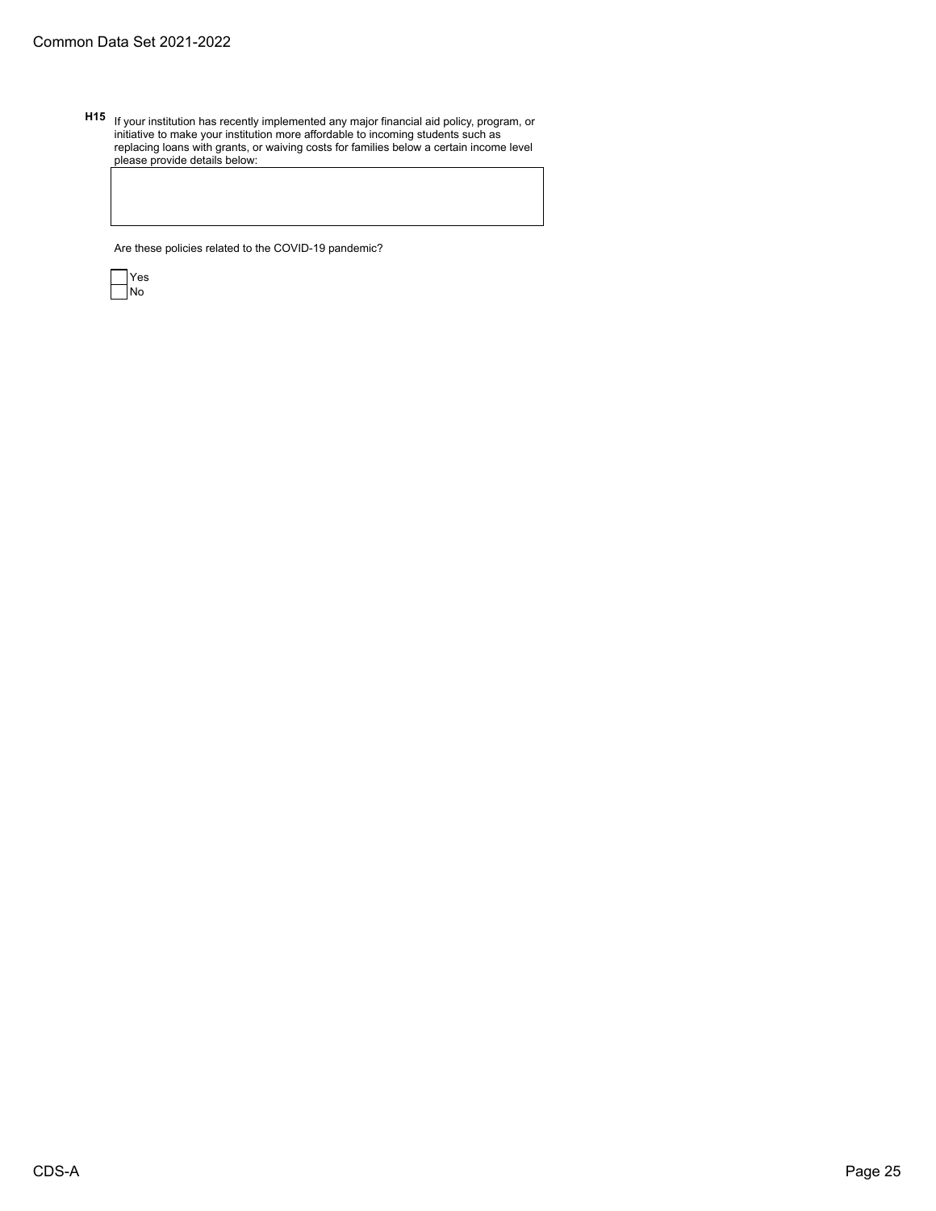**H15** If your institution has recently implemented any major financial aid policy, program, or initiative to make your institution more affordable to incoming students such as replacing loans with grants, or waiving costs for families below a certain income level please provide details below:

| |
|---|
| |

Are these policies related to the COVID-19 pandemic?

- [ ] Yes
- [ ] No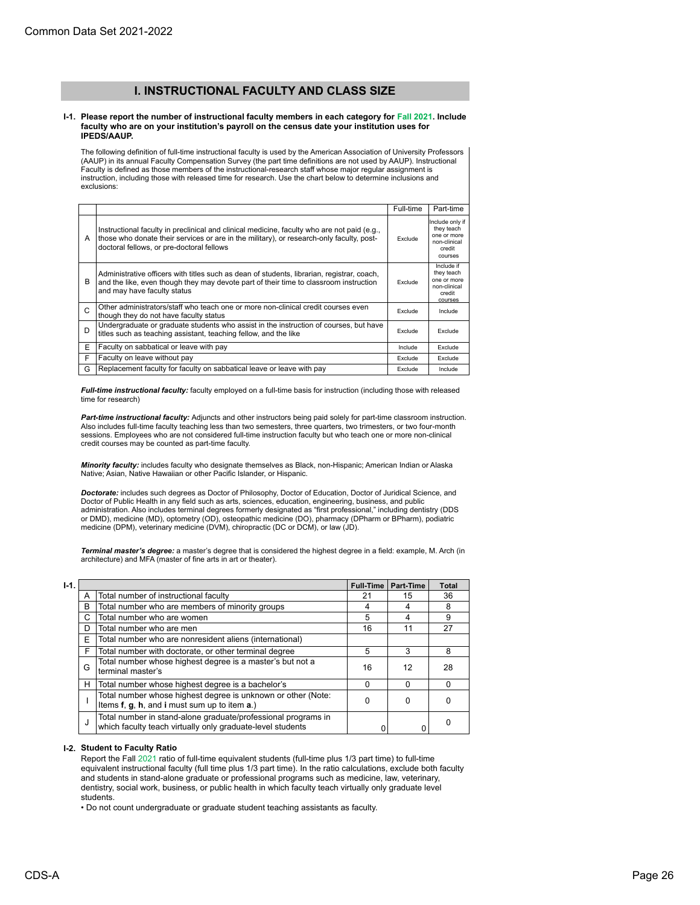## I. INSTRUCTIONAL FACULTY AND CLASS SIZE

**I-1. Please report the number of instructional faculty members in each category for Fall 2021. Include faculty who are on your institution's payroll on the census date your institution uses for IPEDS/AAUP.**

The following definition of full-time instructional faculty is used by the American Association of University Professors (AAUP) in its annual Faculty Compensation Survey (the part time definitions are not used by AAUP). Instructional Faculty is defined as those members of the instructional-research staff whose major regular assignment is instruction, including those with released time for research. Use the chart below to determine inclusions and exclusions:

| | | Full-time | Part-time |
|---|---|---|---|
| A | Instructional faculty in preclinical and clinical medicine, faculty who are not paid (e.g., those who donate their services or are in the military), or research-only faculty, post-doctoral fellows, or pre-doctoral fellows | Exclude | Include only if they teach one or more non-clinical credit courses |
| B | Administrative officers with titles such as dean of students, librarian, registrar, coach, and the like, even though they may devote part of their time to classroom instruction and may have faculty status | Exclude | Include if they teach one or more non-clinical credit courses |
| C | Other administrators/staff who teach one or more non-clinical credit courses even though they do not have faculty status | Exclude | Include |
| D | Undergraduate or graduate students who assist in the instruction of courses, but have titles such as teaching assistant, teaching fellow, and the like | Exclude | Exclude |
| E | Faculty on sabbatical or leave with pay | Include | Exclude |
| F | Faculty on leave without pay | Exclude | Exclude |
| G | Replacement faculty for faculty on sabbatical leave or leave with pay | Exclude | Include |

***Full-time instructional faculty:*** faculty employed on a full-time basis for instruction (including those with released time for research)

***Part-time instructional faculty:*** Adjuncts and other instructors being paid solely for part-time classroom instruction. Also includes full-time faculty teaching less than two semesters, three quarters, two trimesters, or two four-month sessions. Employees who are not considered full-time instruction faculty but who teach one or more non-clinical credit courses may be counted as part-time faculty.

***Minority faculty:*** includes faculty who designate themselves as Black, non-Hispanic; American Indian or Alaska Native; Asian, Native Hawaiian or other Pacific Islander, or Hispanic.

***Doctorate:*** includes such degrees as Doctor of Philosophy, Doctor of Education, Doctor of Juridical Science, and Doctor of Public Health in any field such as arts, sciences, education, engineering, business, and public administration. Also includes terminal degrees formerly designated as "first professional," including dentistry (DDS or DMD), medicine (MD), optometry (OD), osteopathic medicine (DO), pharmacy (DPharm or BPharm), podiatric medicine (DPM), veterinary medicine (DVM), chiropractic (DC or DCM), or law (JD).

***Terminal master's degree:*** a master's degree that is considered the highest degree in a field: example, M. Arch (in architecture) and MFA (master of fine arts in art or theater).

**I-1.**

| | | Full-Time | Part-Time | Total |
|---|---|---|---|---|
| A | Total number of instructional faculty | 21 | 15 | 36 |
| B | Total number who are members of minority groups | 4 | 4 | 8 |
| C | Total number who are women | 5 | 4 | 9 |
| D | Total number who are men | 16 | 11 | 27 |
| E | Total number who are nonresident aliens (international) | | | |
| F | Total number with doctorate, or other terminal degree | 5 | 3 | 8 |
| G | Total number whose highest degree is a master's but not a terminal master's | 16 | 12 | 28 |
| H | Total number whose highest degree is a bachelor's | 0 | 0 | 0 |
| I | Total number whose highest degree is unknown or other (Note: Items **f**, **g**, **h**, and **i** must sum up to item **a**.) | 0 | 0 | 0 |
| J | Total number in stand-alone graduate/professional programs in which faculty teach virtually only graduate-level students | 0 | 0 | 0 |

**I-2. Student to Faculty Ratio**

Report the Fall 2021 ratio of full-time equivalent students (full-time plus 1/3 part time) to full-time equivalent instructional faculty (full time plus 1/3 part time). In the ratio calculations, exclude both faculty and students in stand-alone graduate or professional programs such as medicine, law, veterinary, dentistry, social work, business, or public health in which faculty teach virtually only graduate level students.

- Do not count undergraduate or graduate student teaching assistants as faculty.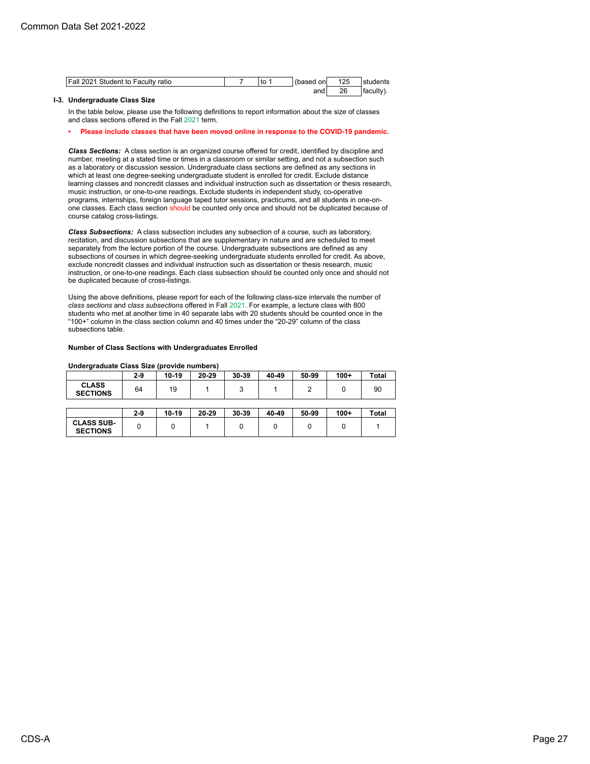| | | | | | | |
|---|---|---|---|---|---|---|
| Fall 2021 Student to Faculty ratio | 7 | to 1 | (based on | 125 | students | |
| | | | and | 26 | faculty). | |

**I-3. Undergraduate Class Size**

In the table below, please use the following definitions to report information about the size of classes and class sections offered in the Fall 2021 term.

- **Please include classes that have been moved online in response to the COVID-19 pandemic.**

***Class Sections:*** A class section is an organized course offered for credit, identified by discipline and number, meeting at a stated time or times in a classroom or similar setting, and not a subsection such as a laboratory or discussion session. Undergraduate class sections are defined as any sections in which at least one degree-seeking undergraduate student is enrolled for credit. Exclude distance learning classes and noncredit classes and individual instruction such as dissertation or thesis research, music instruction, or one-to-one readings. Exclude students in independent study, co-operative programs, internships, foreign language taped tutor sessions, practicums, and all students in one-on-one classes. Each class section should be counted only once and should not be duplicated because of course catalog cross-listings.

***Class Subsections:*** A class subsection includes any subsection of a course, such as laboratory, recitation, and discussion subsections that are supplementary in nature and are scheduled to meet separately from the lecture portion of the course. Undergraduate subsections are defined as any subsections of courses in which degree-seeking undergraduate students enrolled for credit. As above, exclude noncredit classes and individual instruction such as dissertation or thesis research, music instruction, or one-to-one readings. Each class subsection should be counted only once and should not be duplicated because of cross-listings.

Using the above definitions, please report for each of the following class-size intervals the number of *class sections* and *class subsections* offered in Fall 2021. For example, a lecture class with 800 students who met at another time in 40 separate labs with 20 students should be counted once in the "100+" column in the class section column and 40 times under the "20-29" column of the class subsections table.

**Number of Class Sections with Undergraduates Enrolled**

**Undergraduate Class Size (provide numbers)**

| | 2-9 | 10-19 | 20-29 | 30-39 | 40-49 | 50-99 | 100+ | Total |
|---|---|---|---|---|---|---|---|---|
| **CLASS SECTIONS** | 64 | 19 | 1 | 3 | 1 | 2 | 0 | 90 |

| | 2-9 | 10-19 | 20-29 | 30-39 | 40-49 | 50-99 | 100+ | Total |
|---|---|---|---|---|---|---|---|---|
| **CLASS SUB-SECTIONS** | 0 | 0 | 1 | 0 | 0 | 0 | 0 | 1 |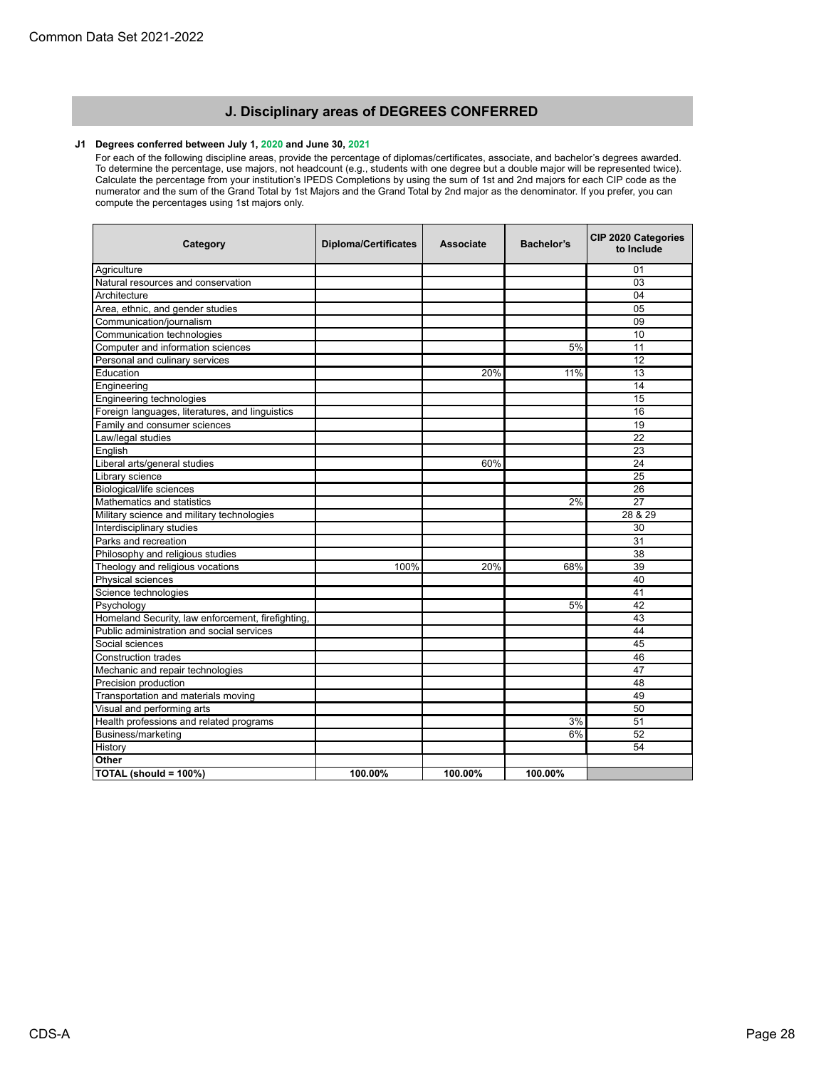## J. Disciplinary areas of DEGREES CONFERRED

**J1 Degrees conferred between July 1, 2020 and June 30, 2021**

For each of the following discipline areas, provide the percentage of diplomas/certificates, associate, and bachelor's degrees awarded. To determine the percentage, use majors, not headcount (e.g., students with one degree but a double major will be represented twice). Calculate the percentage from your institution's IPEDS Completions by using the sum of 1st and 2nd majors for each CIP code as the numerator and the sum of the Grand Total by 1st Majors and the Grand Total by 2nd major as the denominator. If you prefer, you can compute the percentages using 1st majors only.

| Category | Diploma/Certificates | Associate | Bachelor's | CIP 2020 Categories to Include |
|---|---|---|---|---|
| Agriculture | | | | 01 |
| Natural resources and conservation | | | | 03 |
| Architecture | | | | 04 |
| Area, ethnic, and gender studies | | | | 05 |
| Communication/journalism | | | | 09 |
| Communication technologies | | | | 10 |
| Computer and information sciences | | | 5% | 11 |
| Personal and culinary services | | | | 12 |
| Education | | 20% | 11% | 13 |
| Engineering | | | | 14 |
| Engineering technologies | | | | 15 |
| Foreign languages, literatures, and linguistics | | | | 16 |
| Family and consumer sciences | | | | 19 |
| Law/legal studies | | | | 22 |
| English | | | | 23 |
| Liberal arts/general studies | | 60% | | 24 |
| Library science | | | | 25 |
| Biological/life sciences | | | | 26 |
| Mathematics and statistics | | | 2% | 27 |
| Military science and military technologies | | | | 28 & 29 |
| Interdisciplinary studies | | | | 30 |
| Parks and recreation | | | | 31 |
| Philosophy and religious studies | | | | 38 |
| Theology and religious vocations | 100% | 20% | 68% | 39 |
| Physical sciences | | | | 40 |
| Science technologies | | | | 41 |
| Psychology | | | 5% | 42 |
| Homeland Security, law enforcement, firefighting, | | | | 43 |
| Public administration and social services | | | | 44 |
| Social sciences | | | | 45 |
| Construction trades | | | | 46 |
| Mechanic and repair technologies | | | | 47 |
| Precision production | | | | 48 |
| Transportation and materials moving | | | | 49 |
| Visual and performing arts | | | | 50 |
| Health professions and related programs | | | 3% | 51 |
| Business/marketing | | | 6% | 52 |
| History | | | | 54 |
| **Other** | | | | |
| **TOTAL (should = 100%)** | **100.00%** | **100.00%** | **100.00%** | |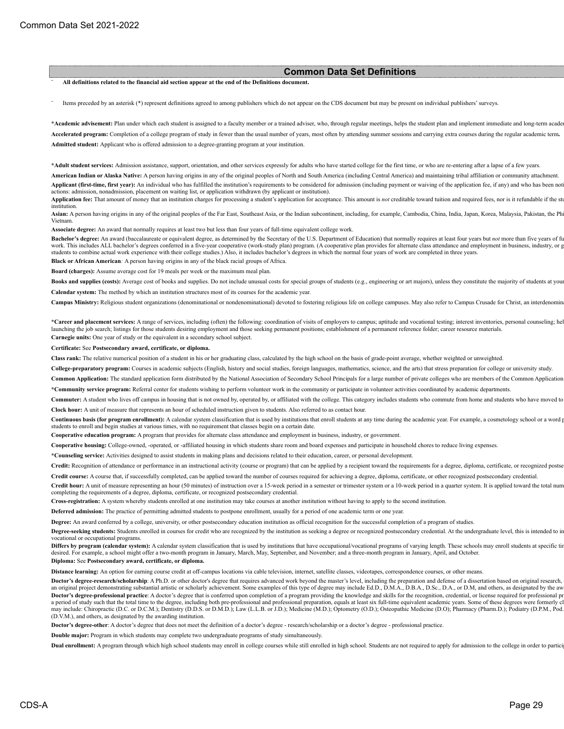## Common Data Set Definitions

**All definitions related to the financial aid section appear at the end of the Definitions document.**

Items preceded by an asterisk (*) represent definitions agreed to among publishers which do not appear on the CDS document but may be present on individual publishers' surveys.

***Academic advisement:** Plan under which each student is assigned to a faculty member or a trained adviser, who, through regular meetings, helps the student plan and implement immediate and long-term acade

**Accelerated program:** Completion of a college program of study in fewer than the usual number of years, most often by attending summer sessions and carrying extra courses during the regular academic term.

**Admitted student:** Applicant who is offered admission to a degree-granting program at your institution.

***Adult student services:** Admission assistance, support, orientation, and other services expressly for adults who have started college for the first time, or who are re-entering after a lapse of a few years.

**American Indian or Alaska Native:** A person having origins in any of the original peoples of North and South America (including Central America) and maintaining tribal affiliation or community attachment.

**Applicant (first-time, first year):** An individual who has fulfilled the institution's requirements to be considered for admission (including payment or waiving of the application fee, if any) and who has been noti actions: admission, nonadmission, placement on waiting list, or application withdrawn (by applicant or institution).

**Application fee:** That amount of money that an institution charges for processing a student's application for acceptance. This amount is *not* creditable toward tuition and required fees, nor is it refundable if the stu institution.

**Asian:** A person having origins in any of the original peoples of the Far East, Southeast Asia, or the Indian subcontinent, including, for example, Cambodia, China, India, Japan, Korea, Malaysia, Pakistan, the Phi Vietnam.

**Associate degree:** An award that normally requires at least two but less than four years of full-time equivalent college work.

**Bachelor's degree:** An award (baccalaureate or equivalent degree, as determined by the Secretary of the U.S. Department of Education) that normally requires at least four years but *not* more than five years of fu work. This includes ALL bachelor's degrees conferred in a five-year cooperative (work-study plan) program. (A cooperative plan provides for alternate class attendance and employment in business, industry, or g students to combine actual work experience with their college studies.) Also, it includes bachelor's degrees in which the normal four years of work are completed in three years.

**Black or African American***:* A person having origins in any of the black racial groups of Africa.

**Board (charges):** Assume average cost for 19 meals per week or the maximum meal plan.

**Books and supplies (costs):** Average cost of books and supplies. Do not include unusual costs for special groups of students (e.g., engineering or art majors), unless they constitute the majority of students at your

**Calendar system:** The method by which an institution structures most of its courses for the academic year.

**Campus Ministry:** Religious student organizations (denominational or nondenominational) devoted to fostering religious life on college campuses. May also refer to Campus Crusade for Christ, an interdenomina

***Career and placement services:** A range of services, including (often) the following: coordination of visits of employers to campus; aptitude and vocational testing; interest inventories, personal counseling; hel launching the job search; listings for those students desiring employment and those seeking permanent positions; establishment of a permanent reference folder; career resource materials.

**Carnegie units:** One year of study or the equivalent in a secondary school subject.

**Certificate:** See **Postsecondary award, certificate, or diploma.**

**Class rank:** The relative numerical position of a student in his or her graduating class, calculated by the high school on the basis of grade-point average, whether weighted or unweighted.

**College-preparatory program:** Courses in academic subjects (English, history and social studies, foreign languages, mathematics, science, and the arts) that stress preparation for college or university study.

**Common Application:** The standard application form distributed by the National Association of Secondary School Principals for a large number of private colleges who are members of the Common Application

***Community service program:** Referral center for students wishing to perform volunteer work in the community or participate in volunteer activities coordinated by academic departments.

**Commuter:** A student who lives off campus in housing that is not owned by, operated by, or affiliated with the college. This category includes students who commute from home and students who have moved to

**Clock hour:** A unit of measure that represents an hour of scheduled instruction given to students. Also referred to as contact hour.

**Continuous basis (for program enrollment):** A calendar system classification that is used by institutions that enroll students at any time during the academic year. For example, a cosmetology school or a word p students to enroll and begin studies at various times, with no requirement that classes begin on a certain date.

**Cooperative education program:** A program that provides for alternate class attendance and employment in business, industry, or government.

**Cooperative housing:** College-owned, -operated, or -affiliated housing in which students share room and board expenses and participate in household chores to reduce living expenses.

***Counseling service:** Activities designed to assist students in making plans and decisions related to their education, career, or personal development.

**Credit:** Recognition of attendance or performance in an instructional activity (course or program) that can be applied by a recipient toward the requirements for a degree, diploma, certificate, or recognized postse

**Credit course:** A course that, if successfully completed, can be applied toward the number of courses required for achieving a degree, diploma, certificate, or other recognized postsecondary credential.

**Credit hour:** A unit of measure representing an hour (50 minutes) of instruction over a 15-week period in a semester or trimester system or a 10-week period in a quarter system. It is applied toward the total num completing the requirements of a degree, diploma, certificate, or recognized postsecondary credential.

**Cross-registration:** A system whereby students enrolled at one institution may take courses at another institution without having to apply to the second institution.

**Deferred admission:** The practice of permitting admitted students to postpone enrollment, usually for a period of one academic term or one year.

**Degree:** An award conferred by a college, university, or other postsecondary education institution as official recognition for the successful completion of a program of studies.

**Degree-seeking students:** Students enrolled in courses for credit who are recognized by the institution as seeking a degree or recognized postsecondary credential. At the undergraduate level, this is intended to in vocational or occupational programs.

**Differs by program (calendar system):** A calendar system classification that is used by institutions that have occupational/vocational programs of varying length. These schools may enroll students at specific tin desired. For example, a school might offer a two-month program in January, March, May, September, and November; and a three-month program in January, April, and October.

**Diploma:** See **Postsecondary award, certificate, or diploma.**

**Distance learning:** An option for earning course credit at off-campus locations via cable television, internet, satellite classes, videotapes, correspondence courses, or other means.

**Doctor's degree-research/scholarship**: A Ph.D. or other doctor's degree that requires advanced work beyond the master's level, including the preparation and defense of a dissertation based on original research, an original project demonstrating substantial artistic or scholarly achievement. Some examples of this type of degree may include Ed.D., D.M.A., D.B.A., D.Sc., D.A., or D.M, and others, as designated by the aw

**Doctor's degree-professional practice**: A doctor's degree that is conferred upon completion of a program providing the knowledge and skills for the recognition, credential, or license required for professional pr a period of study such that the total time to the degree, including both pre-professional and professional preparation, equals at least six full-time equivalent academic years. Some of these degrees were formerly cl may include: Chiropractic (D.C. or D.C.M.); Dentistry (D.D.S. or D.M.D.); Law (L.L.B. or J.D.); Medicine (M.D.); Optometry (O.D.); Osteopathic Medicine (D.O); Pharmacy (Pharm.D.); Podiatry (D.P.M., Pod. (D.V.M.), and others, as designated by the awarding institution.

**Doctor's degree-other**: A doctor's degree that does not meet the definition of a doctor's degree - research/scholarship or a doctor's degree - professional practice.

**Double major:** Program in which students may complete two undergraduate programs of study simultaneously.

**Dual enrollment:** A program through which high school students may enroll in college courses while still enrolled in high school. Students are not required to apply for admission to the college in order to partici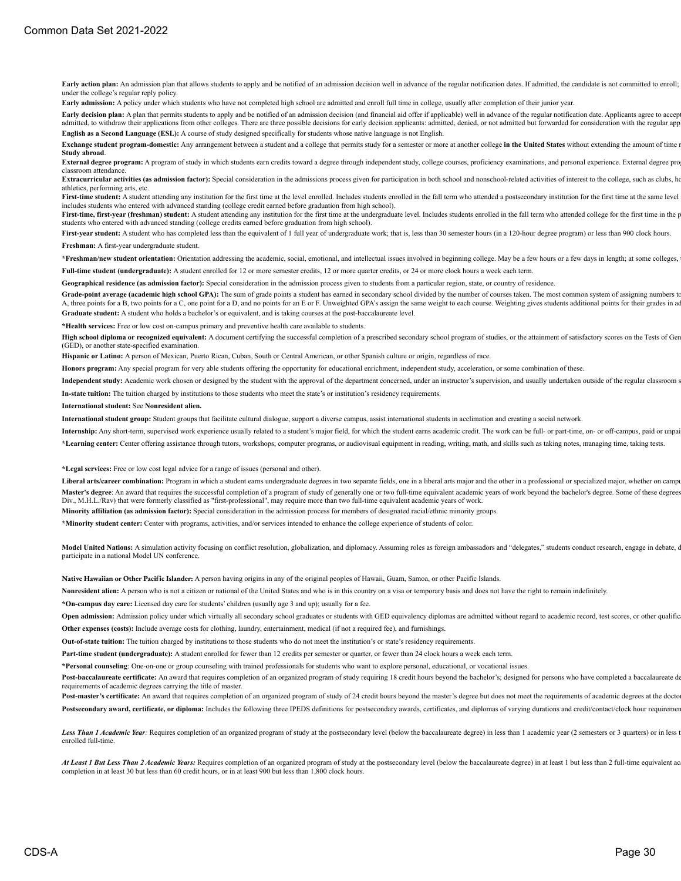**Early action plan:** An admission plan that allows students to apply and be notified of an admission decision well in advance of the regular notification dates. If admitted, the candidate is not committed to enroll; under the college's regular reply policy.

**Early admission:** A policy under which students who have not completed high school are admitted and enroll full time in college, usually after completion of their junior year.

**Early decision plan:** A plan that permits students to apply and be notified of an admission decision (and financial aid offer if applicable) well in advance of the regular notification date. Applicants agree to accept admitted, to withdraw their applications from other colleges. There are three possible decisions for early decision applicants: admitted, denied, or not admitted but forwarded for consideration with the regular app

**English as a Second Language (ESL):** A course of study designed specifically for students whose native language is not English.

**Exchange student program-domestic:** Any arrangement between a student and a college that permits study for a semester or more at another college **in the United States** without extending the amount of time r **Study abroad**.

**External degree program:** A program of study in which students earn credits toward a degree through independent study, college courses, proficiency examinations, and personal experience. External degree pro classroom attendance.

**Extracurricular activities (as admission factor):** Special consideration in the admissions process given for participation in both school and nonschool-related activities of interest to the college, such as clubs, ho athletics, performing arts, etc.

**First-time student:** A student attending any institution for the first time at the level enrolled. Includes students enrolled in the fall term who attended a postsecondary institution for the first time at the same level includes students who entered with advanced standing (college credit earned before graduation from high school).

**First-time, first-year (freshman) student:** A student attending any institution for the first time at the undergraduate level. Includes students enrolled in the fall term who attended college for the first time in the p students who entered with advanced standing (college credits earned before graduation from high school).

**First-year student:** A student who has completed less than the equivalent of 1 full year of undergraduate work; that is, less than 30 semester hours (in a 120-hour degree program) or less than 900 clock hours.

**Freshman:** A first-year undergraduate student.

***Freshman/new student orientation:** Orientation addressing the academic, social, emotional, and intellectual issues involved in beginning college. May be a few hours or a few days in length; at some colleges,

**Full-time student (undergraduate):** A student enrolled for 12 or more semester credits, 12 or more quarter credits, or 24 or more clock hours a week each term.

**Geographical residence (as admission factor):** Special consideration in the admission process given to students from a particular region, state, or country of residence.

**Grade-point average (academic high school GPA):** The sum of grade points a student has earned in secondary school divided by the number of courses taken. The most common system of assigning numbers to A, three points for a B, two points for a C, one point for a D, and no points for an E or F. Unweighted GPA's assign the same weight to each course. Weighting gives students additional points for their grades in ad

**Graduate student:** A student who holds a bachelor's or equivalent, and is taking courses at the post-baccalaureate level.

***Health services:** Free or low cost on-campus primary and preventive health care available to students.

**High school diploma or recognized equivalent:** A document certifying the successful completion of a prescribed secondary school program of studies, or the attainment of satisfactory scores on the Tests of Gen (GED), or another state-specified examination.

**Hispanic or Latino:** A person of Mexican, Puerto Rican, Cuban, South or Central American, or other Spanish culture or origin, regardless of race.

**Honors program:** Any special program for very able students offering the opportunity for educational enrichment, independent study, acceleration, or some combination of these.

**Independent study:** Academic work chosen or designed by the student with the approval of the department concerned, under an instructor's supervision, and usually undertaken outside of the regular classroom s

**In-state tuition:** The tuition charged by institutions to those students who meet the state's or institution's residency requirements.

**International student:** See **Nonresident alien.**

**International student group:** Student groups that facilitate cultural dialogue, support a diverse campus, assist international students in acclimation and creating a social network.

**Internship:** Any short-term, supervised work experience usually related to a student's major field, for which the student earns academic credit. The work can be full- or part-time, on- or off-campus, paid or unpai

***Learning center:** Center offering assistance through tutors, workshops, computer programs, or audiovisual equipment in reading, writing, math, and skills such as taking notes, managing time, taking tests.

***Legal services:** Free or low cost legal advice for a range of issues (personal and other).

**Liberal arts/career combination:** Program in which a student earns undergraduate degrees in two separate fields, one in a liberal arts major and the other in a professional or specialized major, whether on campu

**Master's degree**: An award that requires the successful completion of a program of study of generally one or two full-time equivalent academic years of work beyond the bachelor's degree. Some of these degrees Div., M.H.L./Rav) that were formerly classified as "first-professional", may require more than two full-time equivalent academic years of work.

**Minority affiliation (as admission factor):** Special consideration in the admission process for members of designated racial/ethnic minority groups.

***Minority student center:** Center with programs, activities, and/or services intended to enhance the college experience of students of color.

**Model United Nations:** A simulation activity focusing on conflict resolution, globalization, and diplomacy. Assuming roles as foreign ambassadors and "delegates," students conduct research, engage in debate, d participate in a national Model UN conference.

**Native Hawaiian or Other Pacific Islander:** A person having origins in any of the original peoples of Hawaii, Guam, Samoa, or other Pacific Islands.

**Nonresident alien:** A person who is not a citizen or national of the United States and who is in this country on a visa or temporary basis and does not have the right to remain indefinitely.

***On-campus day care:** Licensed day care for students' children (usually age 3 and up); usually for a fee.

**Open admission:** Admission policy under which virtually all secondary school graduates or students with GED equivalency diplomas are admitted without regard to academic record, test scores, or other qualific

**Other expenses (costs):** Include average costs for clothing, laundry, entertainment, medical (if not a required fee), and furnishings.

**Out-of-state tuition:** The tuition charged by institutions to those students who do not meet the institution's or state's residency requirements.

**Part-time student (undergraduate):** A student enrolled for fewer than 12 credits per semester or quarter, or fewer than 24 clock hours a week each term.

***Personal counseling**: One-on-one or group counseling with trained professionals for students who want to explore personal, educational, or vocational issues.

**Post-baccalaureate certificate:** An award that requires completion of an organized program of study requiring 18 credit hours beyond the bachelor's; designed for persons who have completed a baccalaureate de requirements of academic degrees carrying the title of master.

**Post-master's certificate:** An award that requires completion of an organized program of study of 24 credit hours beyond the master's degree but does not meet the requirements of academic degrees at the doctor

**Postsecondary award, certificate, or diploma:** Includes the following three IPEDS definitions for postsecondary awards, certificates, and diplomas of varying durations and credit/contact/clock hour requiremen

***Less Than 1 Academic Year**:* Requires completion of an organized program of study at the postsecondary level (below the baccalaureate degree) in less than 1 academic year (2 semesters or 3 quarters) or in less t enrolled full-time.

***At Least 1 But Less Than 2 Academic Years:*** Requires completion of an organized program of study at the postsecondary level (below the baccalaureate degree) in at least 1 but less than 2 full-time equivalent ac completion in at least 30 but less than 60 credit hours, or in at least 900 but less than 1,800 clock hours.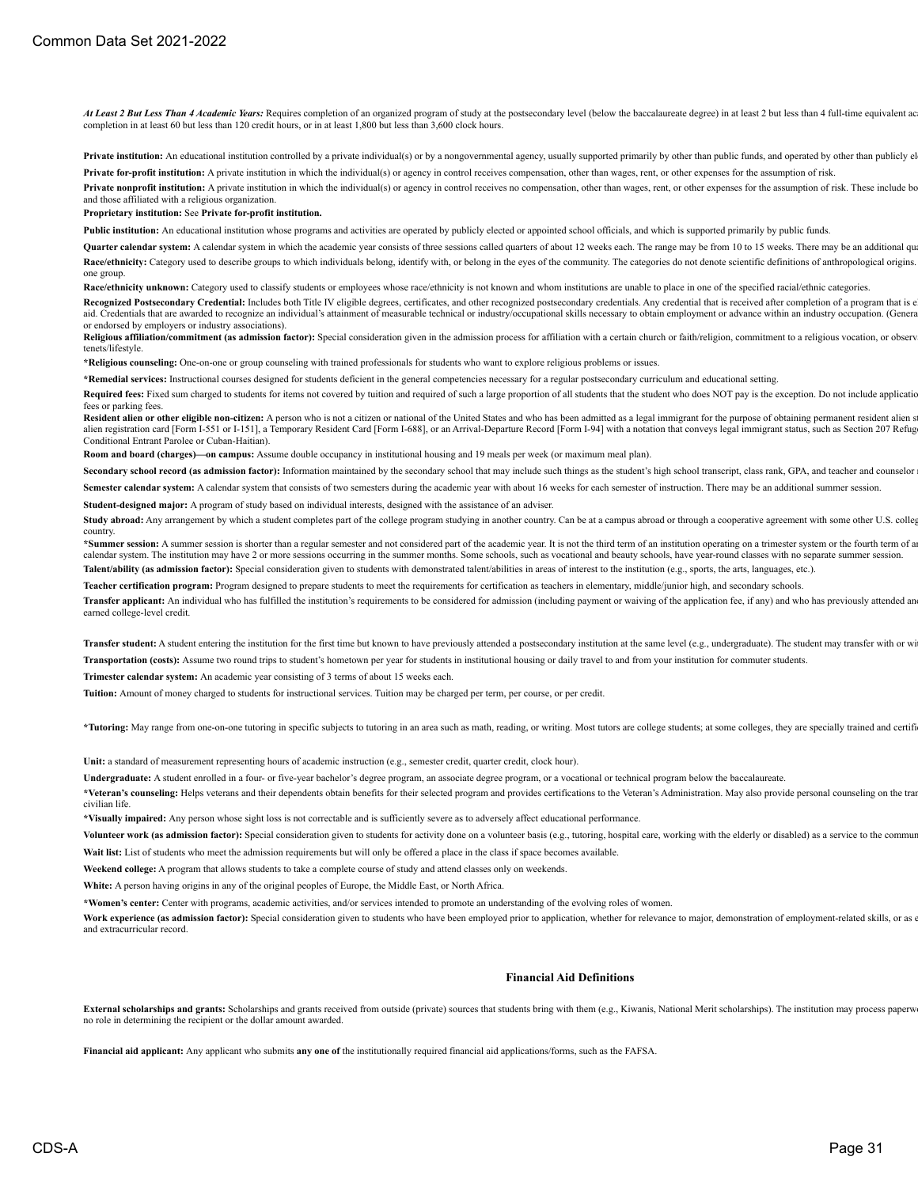*At Least 2 But Less Than 4 Academic Years:* Requires completion of an organized program of study at the postsecondary level (below the baccalaureate degree) in at least 2 but less than 4 full-time equivalent ac completion in at least 60 but less than 120 credit hours, or in at least 1,800 but less than 3,600 clock hours.

**Private institution:** An educational institution controlled by a private individual(s) or by a nongovernmental agency, usually supported primarily by other than public funds, and operated by other than publicly el

**Private for-profit institution:** A private institution in which the individual(s) or agency in control receives compensation, other than wages, rent, or other expenses for the assumption of risk.

**Private nonprofit institution:** A private institution in which the individual(s) or agency in control receives no compensation, other than wages, rent, or other expenses for the assumption of risk. These include bo and those affiliated with a religious organization.

**Proprietary institution:** See **Private for-profit institution.**

**Public institution:** An educational institution whose programs and activities are operated by publicly elected or appointed school officials, and which is supported primarily by public funds.

**Quarter calendar system:** A calendar system in which the academic year consists of three sessions called quarters of about 12 weeks each. The range may be from 10 to 15 weeks. There may be an additional qua

**Race/ethnicity:** Category used to describe groups to which individuals belong, identify with, or belong in the eyes of the community. The categories do not denote scientific definitions of anthropological origins. one group.

**Race/ethnicity unknown:** Category used to classify students or employees whose race/ethnicity is not known and whom institutions are unable to place in one of the specified racial/ethnic categories.

**Recognized Postsecondary Credential:** Includes both Title IV eligible degrees, certificates, and other recognized postsecondary credentials. Any credential that is received after completion of a program that is e aid. Credentials that are awarded to recognize an individual's attainment of measurable technical or industry/occupational skills necessary to obtain employment or advance within an industry occupation. (Genera or endorsed by employers or industry associations).

**Religious affiliation/commitment (as admission factor):** Special consideration given in the admission process for affiliation with a certain church or faith/religion, commitment to a religious vocation, or observ tenets/lifestyle.

***Religious counseling:** One-on-one or group counseling with trained professionals for students who want to explore religious problems or issues.

***Remedial services:** Instructional courses designed for students deficient in the general competencies necessary for a regular postsecondary curriculum and educational setting.

**Required fees:** Fixed sum charged to students for items not covered by tuition and required of such a large proportion of all students that the student who does NOT pay is the exception. Do not include applicatio fees or parking fees.

**Resident alien or other eligible non-citizen:** A person who is not a citizen or national of the United States and who has been admitted as a legal immigrant for the purpose of obtaining permanent resident alien s alien registration card [Form I-551 or I-151], a Temporary Resident Card [Form I-688], or an Arrival-Departure Record [Form I-94] with a notation that conveys legal immigrant status, such as Section 207 Refug Conditional Entrant Parolee or Cuban-Haitian).

**Room and board (charges)—on campus:** Assume double occupancy in institutional housing and 19 meals per week (or maximum meal plan).

**Secondary school record (as admission factor):** Information maintained by the secondary school that may include such things as the student's high school transcript, class rank, GPA, and teacher and counselor r

**Semester calendar system:** A calendar system that consists of two semesters during the academic year with about 16 weeks for each semester of instruction. There may be an additional summer session.

**Student-designed major:** A program of study based on individual interests, designed with the assistance of an adviser.

**Study abroad:** Any arrangement by which a student completes part of the college program studying in another country. Can be at a campus abroad or through a cooperative agreement with some other U.S. colleg country.

***Summer session:** A summer session is shorter than a regular semester and not considered part of the academic year. It is not the third term of an institution operating on a trimester system or the fourth term of a calendar system. The institution may have 2 or more sessions occurring in the summer months. Some schools, such as vocational and beauty schools, have year-round classes with no separate summer session.

**Talent/ability (as admission factor):** Special consideration given to students with demonstrated talent/abilities in areas of interest to the institution (e.g., sports, the arts, languages, etc.).

**Teacher certification program:** Program designed to prepare students to meet the requirements for certification as teachers in elementary, middle/junior high, and secondary schools.

**Transfer applicant:** An individual who has fulfilled the institution's requirements to be considered for admission (including payment or waiving of the application fee, if any) and who has previously attended an earned college-level credit.

**Transfer student:** A student entering the institution for the first time but known to have previously attended a postsecondary institution at the same level (e.g., undergraduate). The student may transfer with or wi

**Transportation (costs):** Assume two round trips to student's hometown per year for students in institutional housing or daily travel to and from your institution for commuter students.

**Trimester calendar system:** An academic year consisting of 3 terms of about 15 weeks each.

**Tuition:** Amount of money charged to students for instructional services. Tuition may be charged per term, per course, or per credit.

***Tutoring:** May range from one-on-one tutoring in specific subjects to tutoring in an area such as math, reading, or writing. Most tutors are college students; at some colleges, they are specially trained and certifi

**Unit:** a standard of measurement representing hours of academic instruction (e.g., semester credit, quarter credit, clock hour).

**Undergraduate:** A student enrolled in a four- or five-year bachelor's degree program, an associate degree program, or a vocational or technical program below the baccalaureate.

***Veteran's counseling:** Helps veterans and their dependents obtain benefits for their selected program and provides certifications to the Veteran's Administration. May also provide personal counseling on the tran civilian life.

***Visually impaired:** Any person whose sight loss is not correctable and is sufficiently severe as to adversely affect educational performance.

**Volunteer work (as admission factor):** Special consideration given to students for activity done on a volunteer basis (e.g., tutoring, hospital care, working with the elderly or disabled) as a service to the commun

**Wait list:** List of students who meet the admission requirements but will only be offered a place in the class if space becomes available.

**Weekend college:** A program that allows students to take a complete course of study and attend classes only on weekends.

**White:** A person having origins in any of the original peoples of Europe, the Middle East, or North Africa.

***Women's center:** Center with programs, academic activities, and/or services intended to promote an understanding of the evolving roles of women.

**Work experience (as admission factor):** Special consideration given to students who have been employed prior to application, whether for relevance to major, demonstration of employment-related skills, or as e and extracurricular record.

## Financial Aid Definitions

**External scholarships and grants:** Scholarships and grants received from outside (private) sources that students bring with them (e.g., Kiwanis, National Merit scholarships). The institution may process paperw no role in determining the recipient or the dollar amount awarded.

**Financial aid applicant:** Any applicant who submits **any one of** the institutionally required financial aid applications/forms, such as the FAFSA.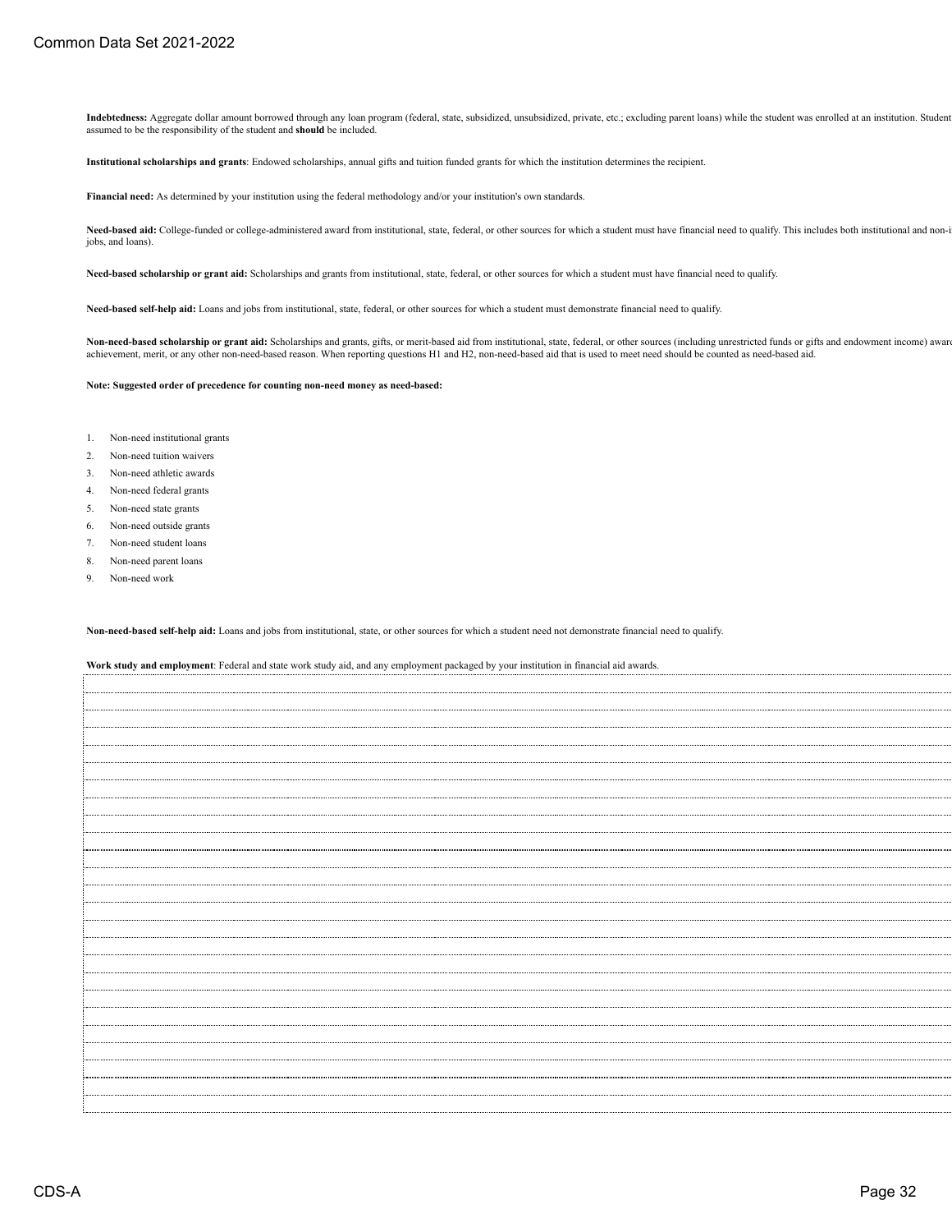**Indebtedness:** Aggregate dollar amount borrowed through any loan program (federal, state, subsidized, unsubsidized, private, etc.; excluding parent loans) while the student was enrolled at an institution. Student assumed to be the responsibility of the student and **should** be included.

**Institutional scholarships and grants**: Endowed scholarships, annual gifts and tuition funded grants for which the institution determines the recipient.

**Financial need:** As determined by your institution using the federal methodology and/or your institution's own standards.

**Need-based aid:** College-funded or college-administered award from institutional, state, federal, or other sources for which a student must have financial need to qualify. This includes both institutional and non-i jobs, and loans).

**Need-based scholarship or grant aid:** Scholarships and grants from institutional, state, federal, or other sources for which a student must have financial need to qualify.

**Need-based self-help aid:** Loans and jobs from institutional, state, federal, or other sources for which a student must demonstrate financial need to qualify.

**Non-need-based scholarship or grant aid:** Scholarships and grants, gifts, or merit-based aid from institutional, state, federal, or other sources (including unrestricted funds or gifts and endowment income) award achievement, merit, or any other non-need-based reason. When reporting questions H1 and H2, non-need-based aid that is used to meet need should be counted as need-based aid.

**Note: Suggested order of precedence for counting non-need money as need-based:**

1. Non-need institutional grants
2. Non-need tuition waivers
3. Non-need athletic awards
4. Non-need federal grants
5. Non-need state grants
6. Non-need outside grants
7. Non-need student loans
8. Non-need parent loans
9. Non-need work

**Non-need-based self-help aid:** Loans and jobs from institutional, state, or other sources for which a student need not demonstrate financial need to qualify.

**Work study and employment**: Federal and state work study aid, and any employment packaged by your institution in financial aid awards.